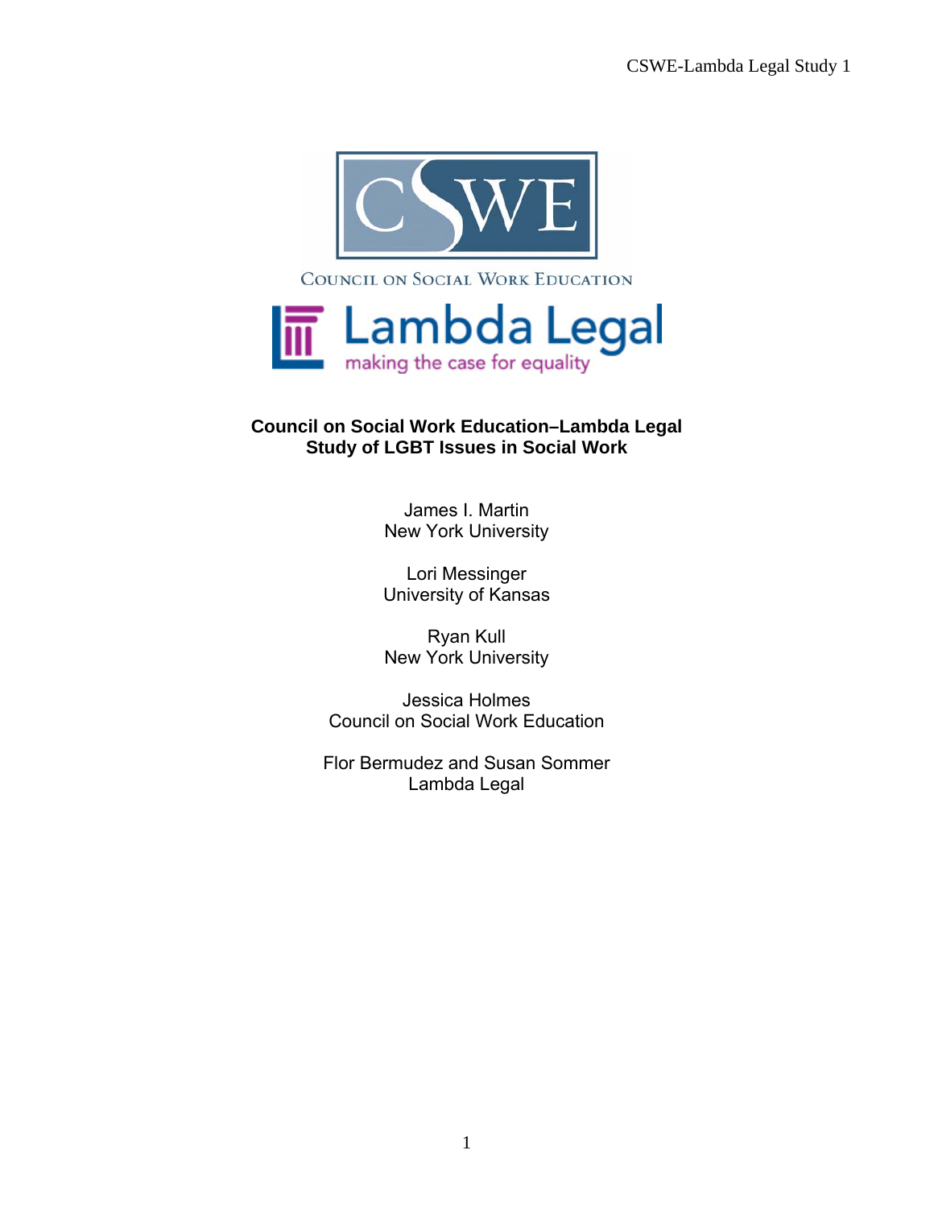COUNCIL ON SOCIAL WORK EDUCATION

Lambda Legal
making the case for equality

# Council on Social Work Education–Lambda Legal Study of LGBT Issues in Social Work

James I. Martin
New York University

Lori Messinger
University of Kansas

Ryan Kull
New York University

Jessica Holmes
Council on Social Work Education

Flor Bermudez and Susan Sommer
Lambda Legal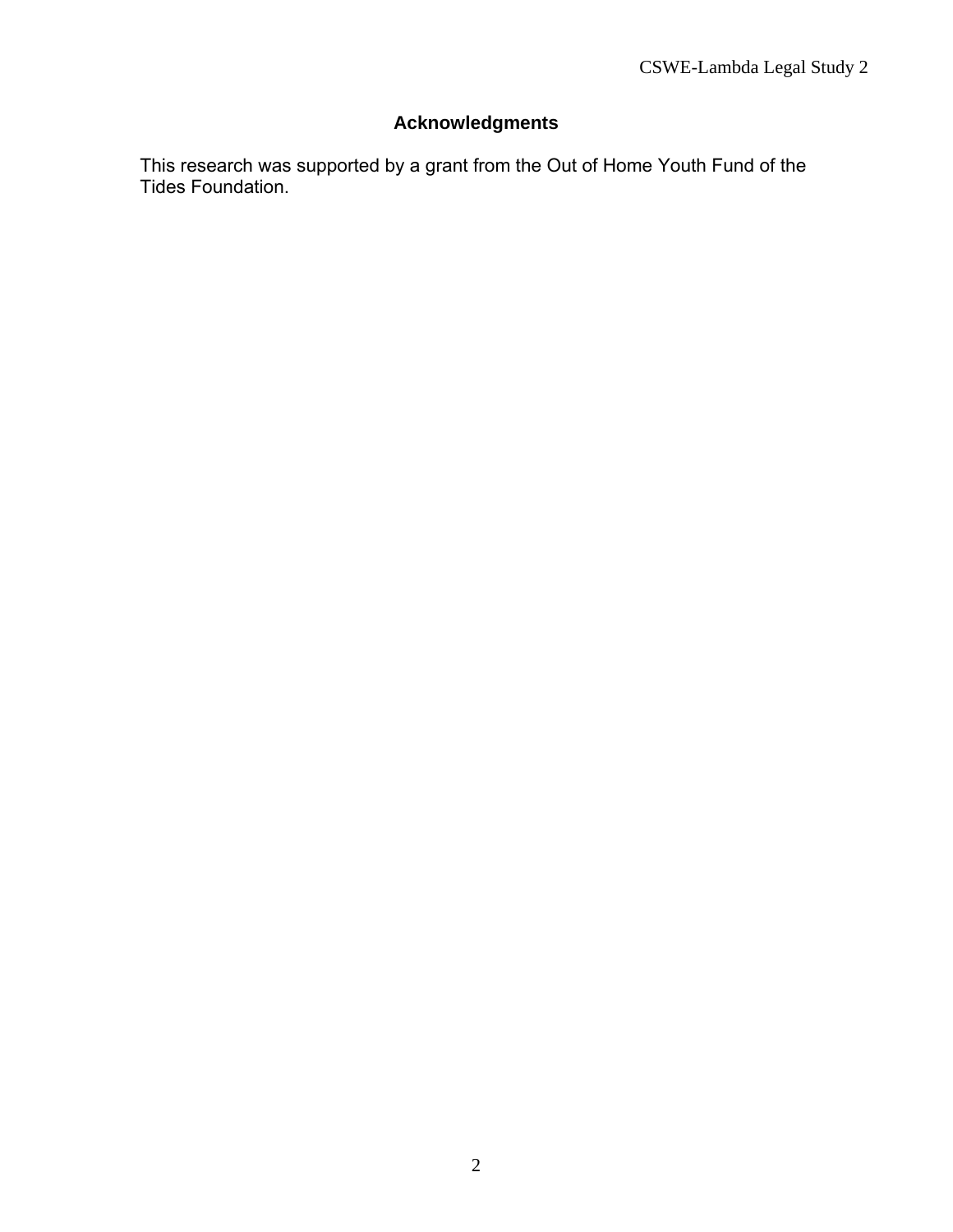## Acknowledgments

This research was supported by a grant from the Out of Home Youth Fund of the Tides Foundation.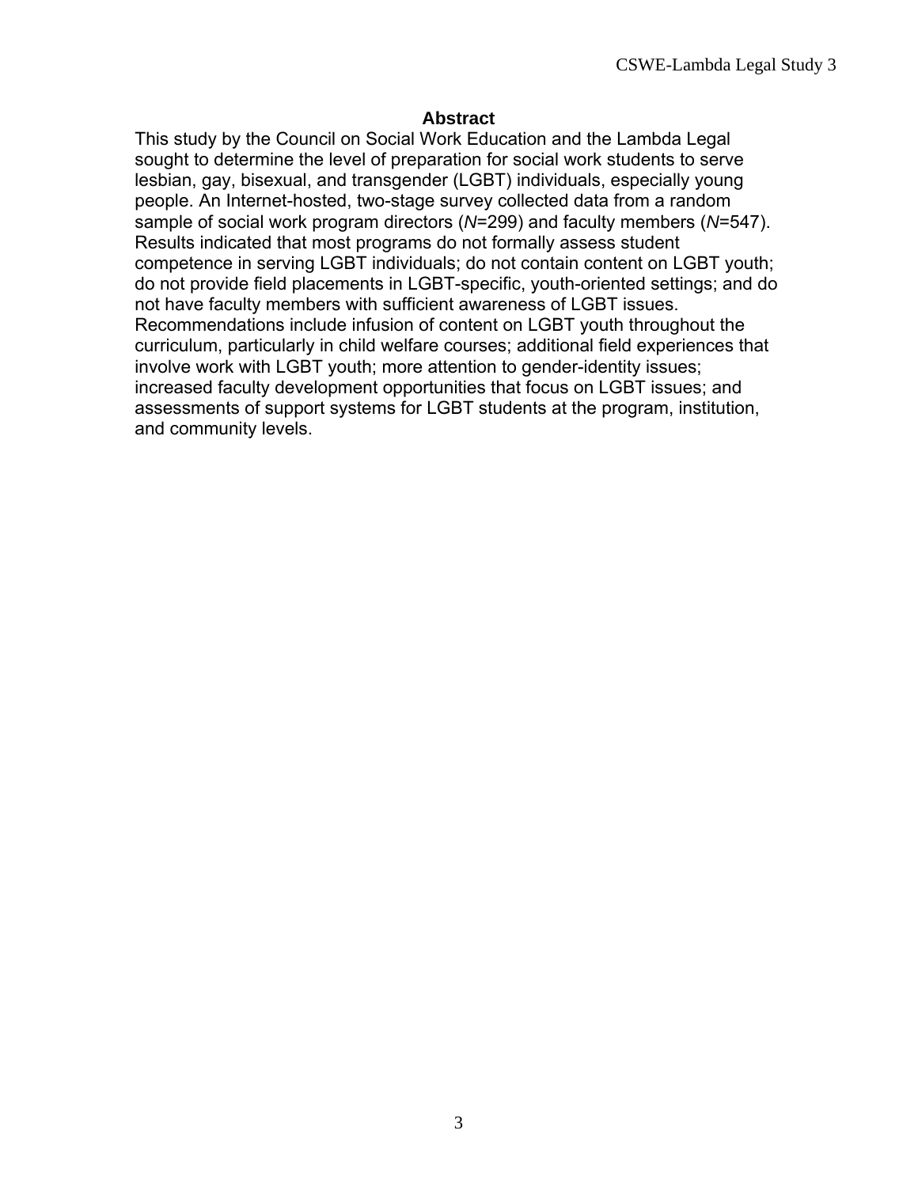## Abstract

This study by the Council on Social Work Education and the Lambda Legal sought to determine the level of preparation for social work students to serve lesbian, gay, bisexual, and transgender (LGBT) individuals, especially young people. An Internet-hosted, two-stage survey collected data from a random sample of social work program directors (*N*=299) and faculty members (*N*=547). Results indicated that most programs do not formally assess student competence in serving LGBT individuals; do not contain content on LGBT youth; do not provide field placements in LGBT-specific, youth-oriented settings; and do not have faculty members with sufficient awareness of LGBT issues. Recommendations include infusion of content on LGBT youth throughout the curriculum, particularly in child welfare courses; additional field experiences that involve work with LGBT youth; more attention to gender-identity issues; increased faculty development opportunities that focus on LGBT issues; and assessments of support systems for LGBT students at the program, institution, and community levels.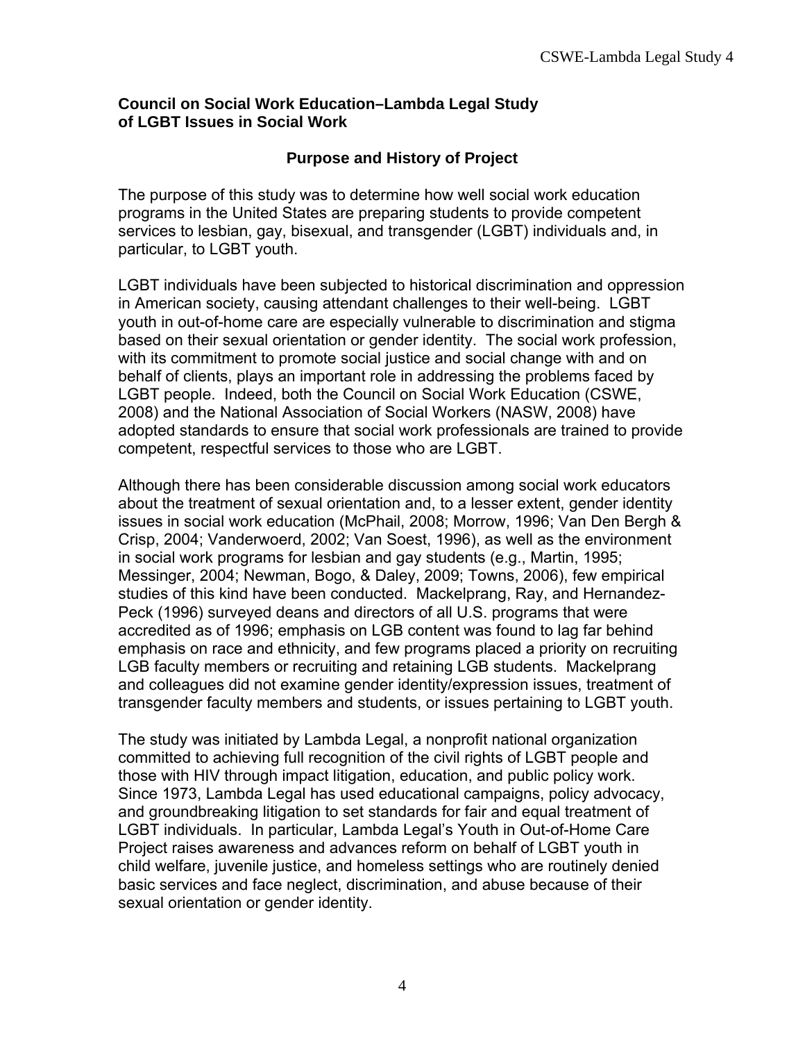**Council on Social Work Education–Lambda Legal Study of LGBT Issues in Social Work**

## Purpose and History of Project

The purpose of this study was to determine how well social work education programs in the United States are preparing students to provide competent services to lesbian, gay, bisexual, and transgender (LGBT) individuals and, in particular, to LGBT youth.

LGBT individuals have been subjected to historical discrimination and oppression in American society, causing attendant challenges to their well-being. LGBT youth in out-of-home care are especially vulnerable to discrimination and stigma based on their sexual orientation or gender identity. The social work profession, with its commitment to promote social justice and social change with and on behalf of clients, plays an important role in addressing the problems faced by LGBT people. Indeed, both the Council on Social Work Education (CSWE, 2008) and the National Association of Social Workers (NASW, 2008) have adopted standards to ensure that social work professionals are trained to provide competent, respectful services to those who are LGBT.

Although there has been considerable discussion among social work educators about the treatment of sexual orientation and, to a lesser extent, gender identity issues in social work education (McPhail, 2008; Morrow, 1996; Van Den Bergh & Crisp, 2004; Vanderwoerd, 2002; Van Soest, 1996), as well as the environment in social work programs for lesbian and gay students (e.g., Martin, 1995; Messinger, 2004; Newman, Bogo, & Daley, 2009; Towns, 2006), few empirical studies of this kind have been conducted. Mackelprang, Ray, and Hernandez-Peck (1996) surveyed deans and directors of all U.S. programs that were accredited as of 1996; emphasis on LGB content was found to lag far behind emphasis on race and ethnicity, and few programs placed a priority on recruiting LGB faculty members or recruiting and retaining LGB students. Mackelprang and colleagues did not examine gender identity/expression issues, treatment of transgender faculty members and students, or issues pertaining to LGBT youth.

The study was initiated by Lambda Legal, a nonprofit national organization committed to achieving full recognition of the civil rights of LGBT people and those with HIV through impact litigation, education, and public policy work. Since 1973, Lambda Legal has used educational campaigns, policy advocacy, and groundbreaking litigation to set standards for fair and equal treatment of LGBT individuals. In particular, Lambda Legal's Youth in Out-of-Home Care Project raises awareness and advances reform on behalf of LGBT youth in child welfare, juvenile justice, and homeless settings who are routinely denied basic services and face neglect, discrimination, and abuse because of their sexual orientation or gender identity.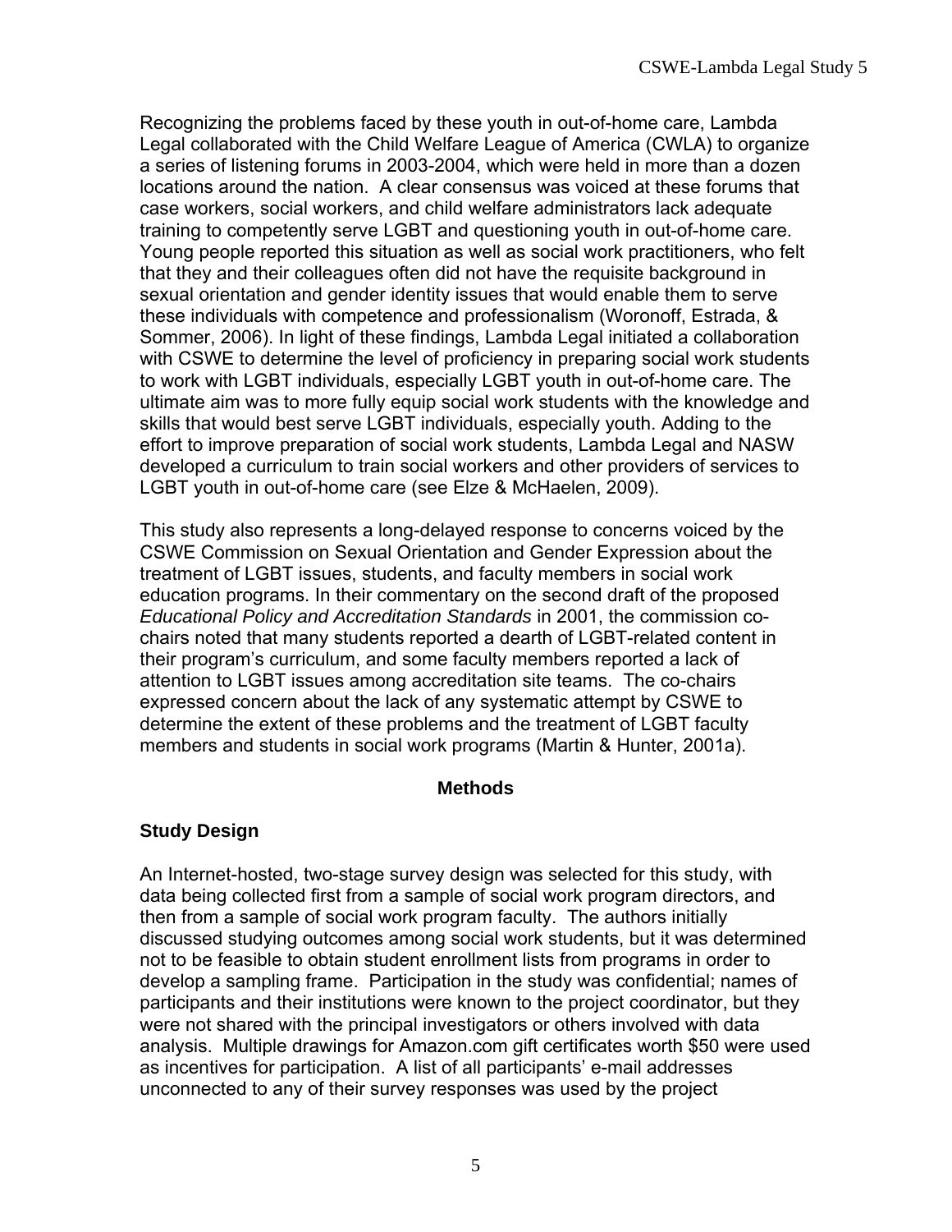Recognizing the problems faced by these youth in out-of-home care, Lambda Legal collaborated with the Child Welfare League of America (CWLA) to organize a series of listening forums in 2003-2004, which were held in more than a dozen locations around the nation. A clear consensus was voiced at these forums that case workers, social workers, and child welfare administrators lack adequate training to competently serve LGBT and questioning youth in out-of-home care. Young people reported this situation as well as social work practitioners, who felt that they and their colleagues often did not have the requisite background in sexual orientation and gender identity issues that would enable them to serve these individuals with competence and professionalism (Woronoff, Estrada, & Sommer, 2006). In light of these findings, Lambda Legal initiated a collaboration with CSWE to determine the level of proficiency in preparing social work students to work with LGBT individuals, especially LGBT youth in out-of-home care. The ultimate aim was to more fully equip social work students with the knowledge and skills that would best serve LGBT individuals, especially youth. Adding to the effort to improve preparation of social work students, Lambda Legal and NASW developed a curriculum to train social workers and other providers of services to LGBT youth in out-of-home care (see Elze & McHaelen, 2009).

This study also represents a long-delayed response to concerns voiced by the CSWE Commission on Sexual Orientation and Gender Expression about the treatment of LGBT issues, students, and faculty members in social work education programs. In their commentary on the second draft of the proposed *Educational Policy and Accreditation Standards* in 2001, the commission co-chairs noted that many students reported a dearth of LGBT-related content in their program's curriculum, and some faculty members reported a lack of attention to LGBT issues among accreditation site teams. The co-chairs expressed concern about the lack of any systematic attempt by CSWE to determine the extent of these problems and the treatment of LGBT faculty members and students in social work programs (Martin & Hunter, 2001a).

## Methods

### Study Design

An Internet-hosted, two-stage survey design was selected for this study, with data being collected first from a sample of social work program directors, and then from a sample of social work program faculty. The authors initially discussed studying outcomes among social work students, but it was determined not to be feasible to obtain student enrollment lists from programs in order to develop a sampling frame. Participation in the study was confidential; names of participants and their institutions were known to the project coordinator, but they were not shared with the principal investigators or others involved with data analysis. Multiple drawings for Amazon.com gift certificates worth $50 were used as incentives for participation. A list of all participants' e-mail addresses unconnected to any of their survey responses was used by the project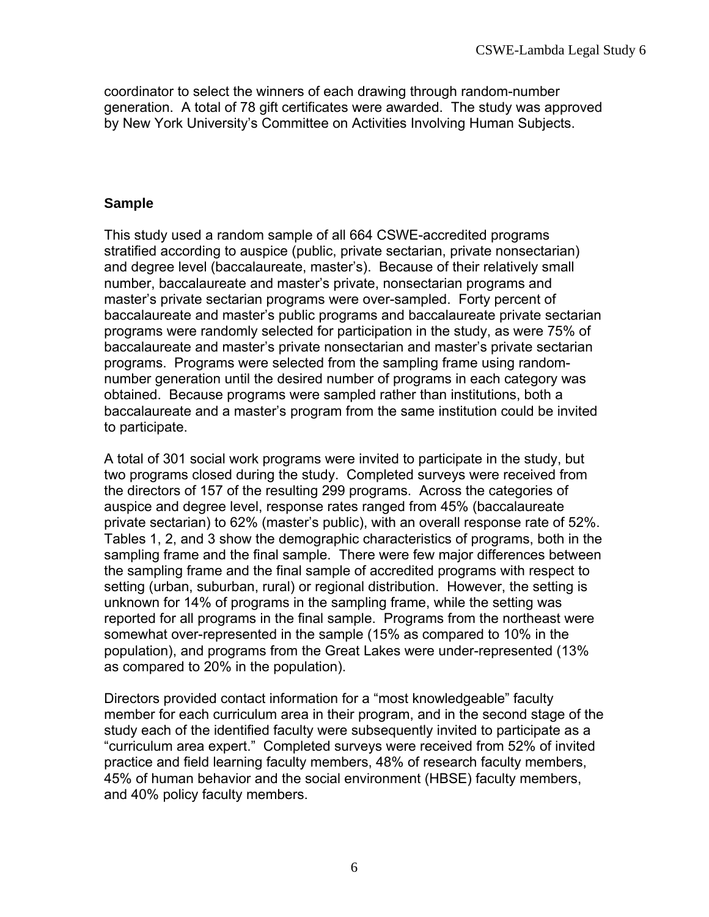coordinator to select the winners of each drawing through random-number generation. A total of 78 gift certificates were awarded. The study was approved by New York University's Committee on Activities Involving Human Subjects.

### Sample

This study used a random sample of all 664 CSWE-accredited programs stratified according to auspice (public, private sectarian, private nonsectarian) and degree level (baccalaureate, master's). Because of their relatively small number, baccalaureate and master's private, nonsectarian programs and master's private sectarian programs were over-sampled. Forty percent of baccalaureate and master's public programs and baccalaureate private sectarian programs were randomly selected for participation in the study, as were 75% of baccalaureate and master's private nonsectarian and master's private sectarian programs. Programs were selected from the sampling frame using random-number generation until the desired number of programs in each category was obtained. Because programs were sampled rather than institutions, both a baccalaureate and a master's program from the same institution could be invited to participate.

A total of 301 social work programs were invited to participate in the study, but two programs closed during the study. Completed surveys were received from the directors of 157 of the resulting 299 programs. Across the categories of auspice and degree level, response rates ranged from 45% (baccalaureate private sectarian) to 62% (master's public), with an overall response rate of 52%. Tables 1, 2, and 3 show the demographic characteristics of programs, both in the sampling frame and the final sample. There were few major differences between the sampling frame and the final sample of accredited programs with respect to setting (urban, suburban, rural) or regional distribution. However, the setting is unknown for 14% of programs in the sampling frame, while the setting was reported for all programs in the final sample. Programs from the northeast were somewhat over-represented in the sample (15% as compared to 10% in the population), and programs from the Great Lakes were under-represented (13% as compared to 20% in the population).

Directors provided contact information for a "most knowledgeable" faculty member for each curriculum area in their program, and in the second stage of the study each of the identified faculty were subsequently invited to participate as a "curriculum area expert." Completed surveys were received from 52% of invited practice and field learning faculty members, 48% of research faculty members, 45% of human behavior and the social environment (HBSE) faculty members, and 40% policy faculty members.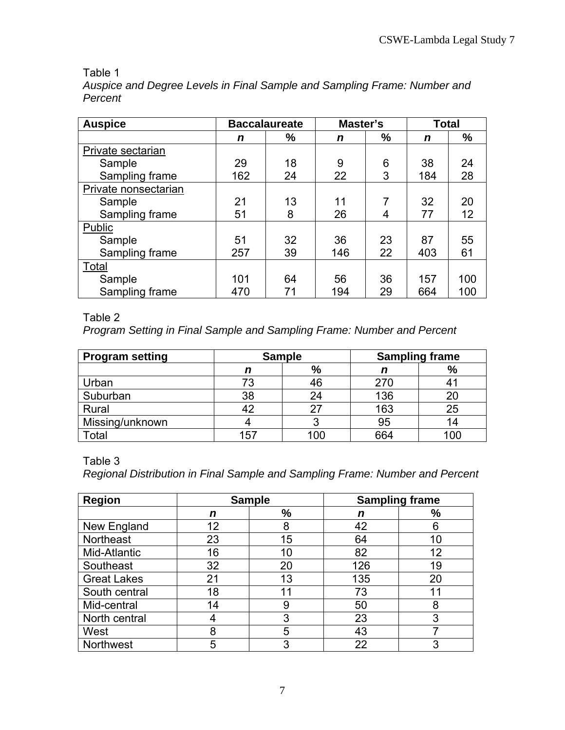Table 1
*Auspice and Degree Levels in Final Sample and Sampling Frame: Number and Percent*

| **Auspice** | **Baccalaureate** | | **Master's** | | **Total** | |
|---|---|---|---|---|---|---|
| | ***n*** | **%** | ***n*** | **%** | ***n*** | **%** |
| Private sectarian | | | | | | |
| Sample | 29 | 18 | 9 | 6 | 38 | 24 |
| Sampling frame | 162 | 24 | 22 | 3 | 184 | 28 |
| Private nonsectarian | | | | | | |
| Sample | 21 | 13 | 11 | 7 | 32 | 20 |
| Sampling frame | 51 | 8 | 26 | 4 | 77 | 12 |
| Public | | | | | | |
| Sample | 51 | 32 | 36 | 23 | 87 | 55 |
| Sampling frame | 257 | 39 | 146 | 22 | 403 | 61 |
| Total | | | | | | |
| Sample | 101 | 64 | 56 | 36 | 157 | 100 |
| Sampling frame | 470 | 71 | 194 | 29 | 664 | 100 |

Table 2
*Program Setting in Final Sample and Sampling Frame: Number and Percent*

| **Program setting** | **Sample** | | **Sampling frame** | |
|---|---|---|---|---|
| | ***n*** | **%** | ***n*** | **%** |
| Urban | 73 | 46 | 270 | 41 |
| Suburban | 38 | 24 | 136 | 20 |
| Rural | 42 | 27 | 163 | 25 |
| Missing/unknown | 4 | 3 | 95 | 14 |
| Total | 157 | 100 | 664 | 100 |

Table 3
*Regional Distribution in Final Sample and Sampling Frame: Number and Percent*

| **Region** | **Sample** | | **Sampling frame** | |
|---|---|---|---|---|
| | ***n*** | **%** | ***n*** | **%** |
| New England | 12 | 8 | 42 | 6 |
| Northeast | 23 | 15 | 64 | 10 |
| Mid-Atlantic | 16 | 10 | 82 | 12 |
| Southeast | 32 | 20 | 126 | 19 |
| Great Lakes | 21 | 13 | 135 | 20 |
| South central | 18 | 11 | 73 | 11 |
| Mid-central | 14 | 9 | 50 | 8 |
| North central | 4 | 3 | 23 | 3 |
| West | 8 | 5 | 43 | 7 |
| Northwest | 5 | 3 | 22 | 3 |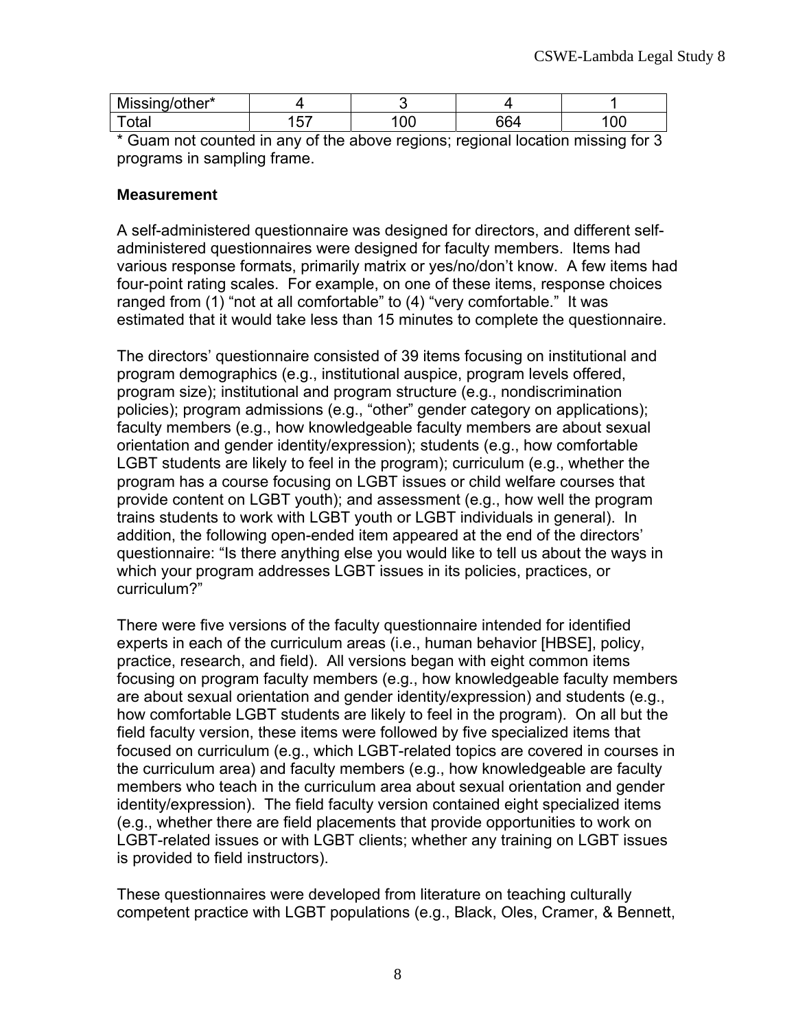| Missing/other* | 4 | 3 | 4 | 1 |
|---|---|---|---|---|
| Total | 157 | 100 | 664 | 100 |

\* Guam not counted in any of the above regions; regional location missing for 3 programs in sampling frame.

**Measurement**

A self-administered questionnaire was designed for directors, and different self-administered questionnaires were designed for faculty members. Items had various response formats, primarily matrix or yes/no/don't know. A few items had four-point rating scales. For example, on one of these items, response choices ranged from (1) "not at all comfortable" to (4) "very comfortable." It was estimated that it would take less than 15 minutes to complete the questionnaire.

The directors' questionnaire consisted of 39 items focusing on institutional and program demographics (e.g., institutional auspice, program levels offered, program size); institutional and program structure (e.g., nondiscrimination policies); program admissions (e.g., "other" gender category on applications); faculty members (e.g., how knowledgeable faculty members are about sexual orientation and gender identity/expression); students (e.g., how comfortable LGBT students are likely to feel in the program); curriculum (e.g., whether the program has a course focusing on LGBT issues or child welfare courses that provide content on LGBT youth); and assessment (e.g., how well the program trains students to work with LGBT youth or LGBT individuals in general). In addition, the following open-ended item appeared at the end of the directors' questionnaire: "Is there anything else you would like to tell us about the ways in which your program addresses LGBT issues in its policies, practices, or curriculum?"

There were five versions of the faculty questionnaire intended for identified experts in each of the curriculum areas (i.e., human behavior [HBSE], policy, practice, research, and field). All versions began with eight common items focusing on program faculty members (e.g., how knowledgeable faculty members are about sexual orientation and gender identity/expression) and students (e.g., how comfortable LGBT students are likely to feel in the program). On all but the field faculty version, these items were followed by five specialized items that focused on curriculum (e.g., which LGBT-related topics are covered in courses in the curriculum area) and faculty members (e.g., how knowledgeable are faculty members who teach in the curriculum area about sexual orientation and gender identity/expression). The field faculty version contained eight specialized items (e.g., whether there are field placements that provide opportunities to work on LGBT-related issues or with LGBT clients; whether any training on LGBT issues is provided to field instructors).

These questionnaires were developed from literature on teaching culturally competent practice with LGBT populations (e.g., Black, Oles, Cramer, & Bennett,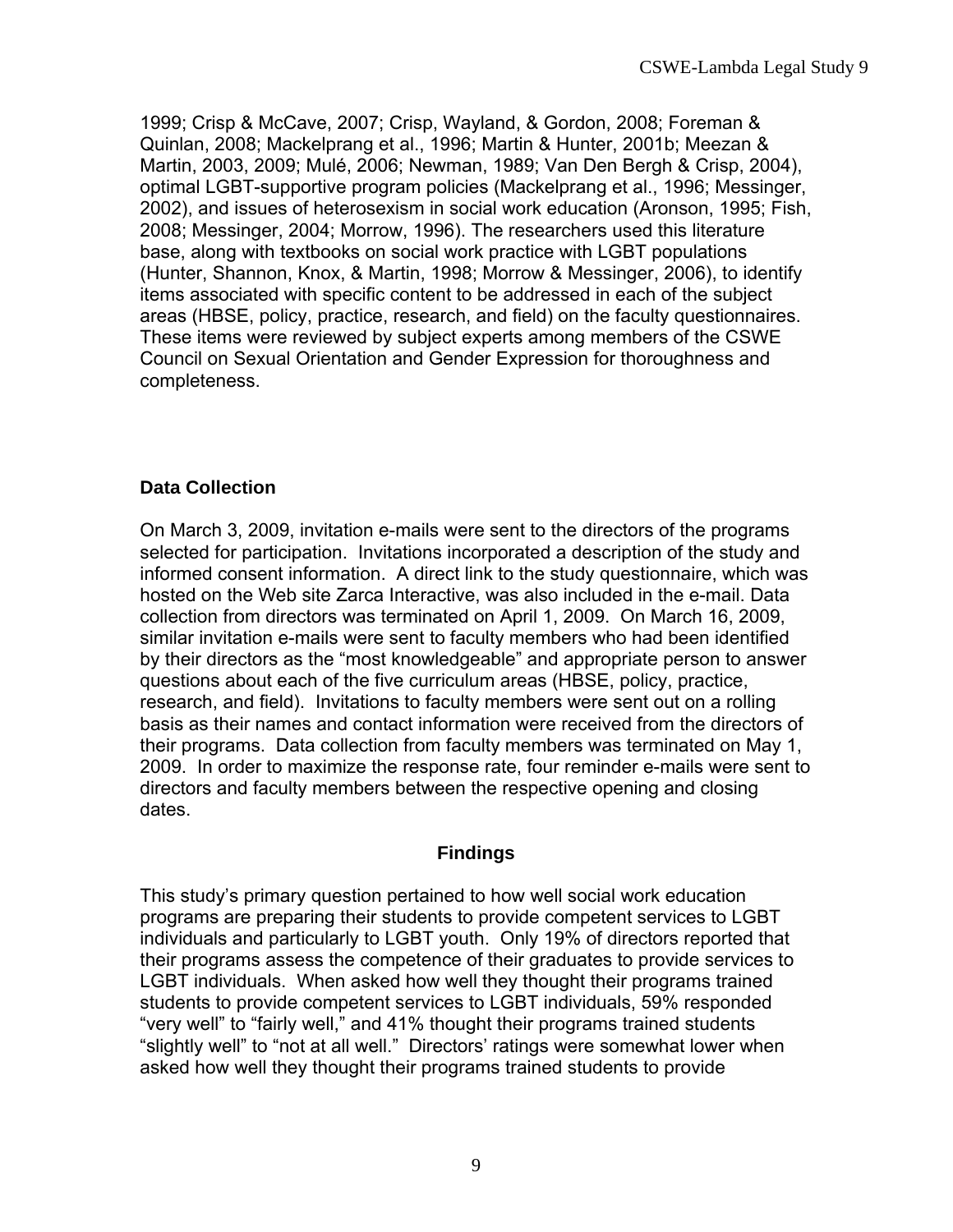1999; Crisp & McCave, 2007; Crisp, Wayland, & Gordon, 2008; Foreman & Quinlan, 2008; Mackelprang et al., 1996; Martin & Hunter, 2001b; Meezan & Martin, 2003, 2009; Mulé, 2006; Newman, 1989; Van Den Bergh & Crisp, 2004), optimal LGBT-supportive program policies (Mackelprang et al., 1996; Messinger, 2002), and issues of heterosexism in social work education (Aronson, 1995; Fish, 2008; Messinger, 2004; Morrow, 1996). The researchers used this literature base, along with textbooks on social work practice with LGBT populations (Hunter, Shannon, Knox, & Martin, 1998; Morrow & Messinger, 2006), to identify items associated with specific content to be addressed in each of the subject areas (HBSE, policy, practice, research, and field) on the faculty questionnaires. These items were reviewed by subject experts among members of the CSWE Council on Sexual Orientation and Gender Expression for thoroughness and completeness.

### Data Collection

On March 3, 2009, invitation e-mails were sent to the directors of the programs selected for participation. Invitations incorporated a description of the study and informed consent information. A direct link to the study questionnaire, which was hosted on the Web site Zarca Interactive, was also included in the e-mail. Data collection from directors was terminated on April 1, 2009. On March 16, 2009, similar invitation e-mails were sent to faculty members who had been identified by their directors as the "most knowledgeable" and appropriate person to answer questions about each of the five curriculum areas (HBSE, policy, practice, research, and field). Invitations to faculty members were sent out on a rolling basis as their names and contact information were received from the directors of their programs. Data collection from faculty members was terminated on May 1, 2009. In order to maximize the response rate, four reminder e-mails were sent to directors and faculty members between the respective opening and closing dates.

## Findings

This study's primary question pertained to how well social work education programs are preparing their students to provide competent services to LGBT individuals and particularly to LGBT youth. Only 19% of directors reported that their programs assess the competence of their graduates to provide services to LGBT individuals. When asked how well they thought their programs trained students to provide competent services to LGBT individuals, 59% responded "very well" to "fairly well," and 41% thought their programs trained students "slightly well" to "not at all well." Directors' ratings were somewhat lower when asked how well they thought their programs trained students to provide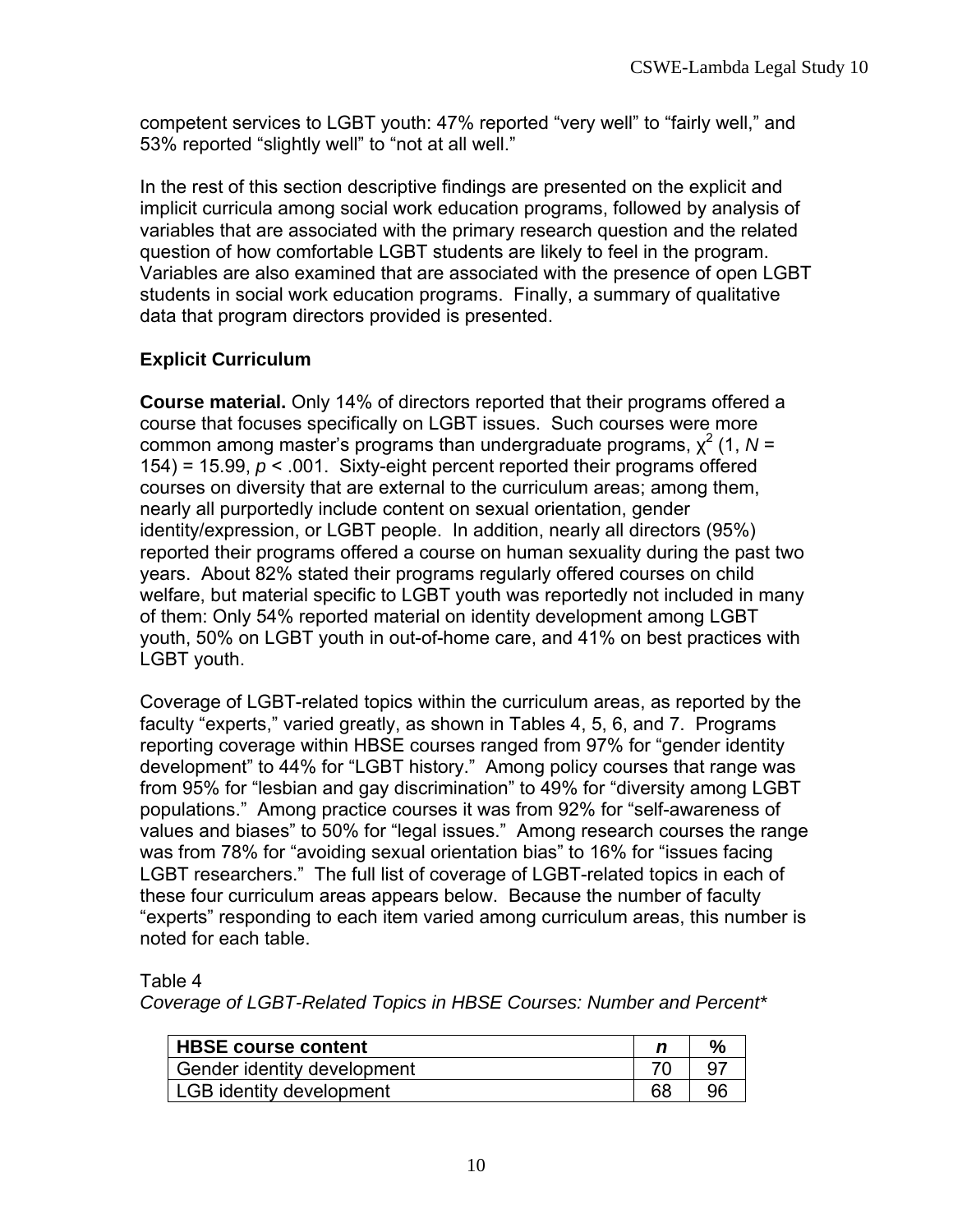competent services to LGBT youth: 47% reported “very well” to “fairly well,” and 53% reported “slightly well” to “not at all well.”

In the rest of this section descriptive findings are presented on the explicit and implicit curricula among social work education programs, followed by analysis of variables that are associated with the primary research question and the related question of how comfortable LGBT students are likely to feel in the program. Variables are also examined that are associated with the presence of open LGBT students in social work education programs. Finally, a summary of qualitative data that program directors provided is presented.

## Explicit Curriculum

**Course material.** Only 14% of directors reported that their programs offered a course that focuses specifically on LGBT issues. Such courses were more common among master’s programs than undergraduate programs, $\chi^2$ (1, $N$ = 154) = 15.99, $p < .001$. Sixty-eight percent reported their programs offered courses on diversity that are external to the curriculum areas; among them, nearly all purportedly include content on sexual orientation, gender identity/expression, or LGBT people. In addition, nearly all directors (95%) reported their programs offered a course on human sexuality during the past two years. About 82% stated their programs regularly offered courses on child welfare, but material specific to LGBT youth was reportedly not included in many of them: Only 54% reported material on identity development among LGBT youth, 50% on LGBT youth in out-of-home care, and 41% on best practices with LGBT youth.

Coverage of LGBT-related topics within the curriculum areas, as reported by the faculty “experts,” varied greatly, as shown in Tables 4, 5, 6, and 7. Programs reporting coverage within HBSE courses ranged from 97% for “gender identity development” to 44% for “LGBT history.” Among policy courses that range was from 95% for “lesbian and gay discrimination” to 49% for “diversity among LGBT populations.” Among practice courses it was from 92% for “self-awareness of values and biases” to 50% for “legal issues.” Among research courses the range was from 78% for “avoiding sexual orientation bias” to 16% for “issues facing LGBT researchers.” The full list of coverage of LGBT-related topics in each of these four curriculum areas appears below. Because the number of faculty “experts” responding to each item varied among curriculum areas, this number is noted for each table.

Table 4

*Coverage of LGBT-Related Topics in HBSE Courses: Number and Percent**

| **HBSE course content** | ***n*** | **%** |
|---|---|---|
| Gender identity development | 70 | 97 |
| LGB identity development | 68 | 96 |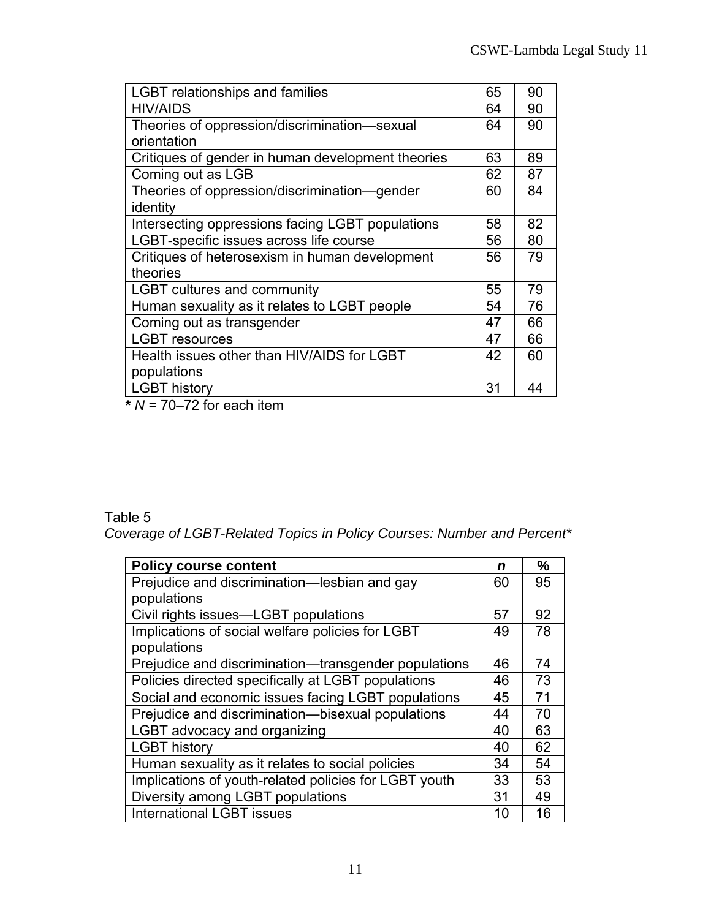| | | |
|---|---|---|
| LGBT relationships and families | 65 | 90 |
| HIV/AIDS | 64 | 90 |
| Theories of oppression/discrimination—sexual orientation | 64 | 90 |
| Critiques of gender in human development theories | 63 | 89 |
| Coming out as LGB | 62 | 87 |
| Theories of oppression/discrimination—gender identity | 60 | 84 |
| Intersecting oppressions facing LGBT populations | 58 | 82 |
| LGBT-specific issues across life course | 56 | 80 |
| Critiques of heterosexism in human development theories | 56 | 79 |
| LGBT cultures and community | 55 | 79 |
| Human sexuality as it relates to LGBT people | 54 | 76 |
| Coming out as transgender | 47 | 66 |
| LGBT resources | 47 | 66 |
| Health issues other than HIV/AIDS for LGBT populations | 42 | 60 |
| LGBT history | 31 | 44 |

**\*** *N* = 70–72 for each item

Table 5

*Coverage of LGBT-Related Topics in Policy Courses: Number and Percent\**

| Policy course content | *n* | % |
|---|---|---|
| Prejudice and discrimination—lesbian and gay populations | 60 | 95 |
| Civil rights issues—LGBT populations | 57 | 92 |
| Implications of social welfare policies for LGBT populations | 49 | 78 |
| Prejudice and discrimination—transgender populations | 46 | 74 |
| Policies directed specifically at LGBT populations | 46 | 73 |
| Social and economic issues facing LGBT populations | 45 | 71 |
| Prejudice and discrimination—bisexual populations | 44 | 70 |
| LGBT advocacy and organizing | 40 | 63 |
| LGBT history | 40 | 62 |
| Human sexuality as it relates to social policies | 34 | 54 |
| Implications of youth-related policies for LGBT youth | 33 | 53 |
| Diversity among LGBT populations | 31 | 49 |
| International LGBT issues | 10 | 16 |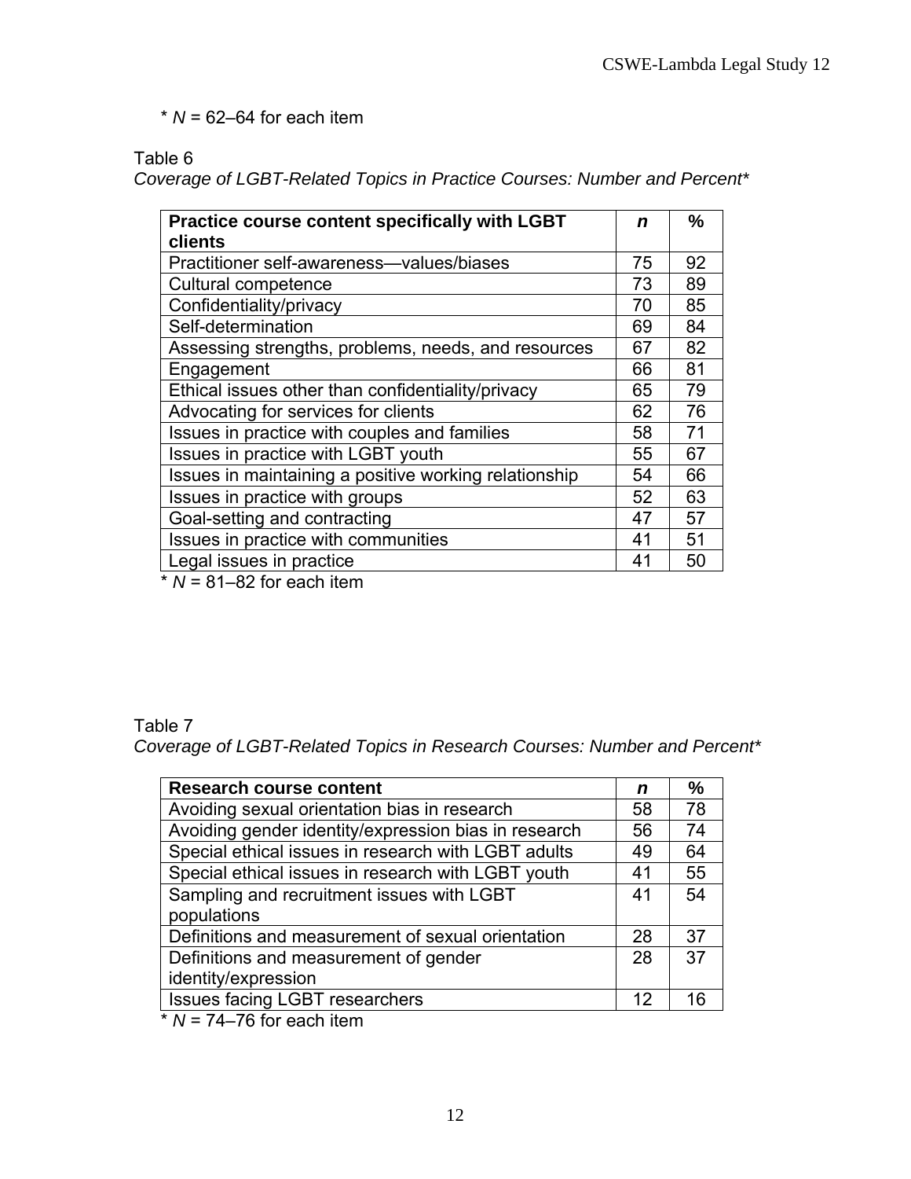\* *N* = 62–64 for each item

Table 6
*Coverage of LGBT-Related Topics in Practice Courses: Number and Percent\**

| **Practice course content specifically with LGBT clients** | ***n*** | **%** |
|---|---|---|
| Practitioner self-awareness—values/biases | 75 | 92 |
| Cultural competence | 73 | 89 |
| Confidentiality/privacy | 70 | 85 |
| Self-determination | 69 | 84 |
| Assessing strengths, problems, needs, and resources | 67 | 82 |
| Engagement | 66 | 81 |
| Ethical issues other than confidentiality/privacy | 65 | 79 |
| Advocating for services for clients | 62 | 76 |
| Issues in practice with couples and families | 58 | 71 |
| Issues in practice with LGBT youth | 55 | 67 |
| Issues in maintaining a positive working relationship | 54 | 66 |
| Issues in practice with groups | 52 | 63 |
| Goal-setting and contracting | 47 | 57 |
| Issues in practice with communities | 41 | 51 |
| Legal issues in practice | 41 | 50 |

\* *N* = 81–82 for each item

Table 7
*Coverage of LGBT-Related Topics in Research Courses: Number and Percent\**

| **Research course content** | ***n*** | **%** |
|---|---|---|
| Avoiding sexual orientation bias in research | 58 | 78 |
| Avoiding gender identity/expression bias in research | 56 | 74 |
| Special ethical issues in research with LGBT adults | 49 | 64 |
| Special ethical issues in research with LGBT youth | 41 | 55 |
| Sampling and recruitment issues with LGBT populations | 41 | 54 |
| Definitions and measurement of sexual orientation | 28 | 37 |
| Definitions and measurement of gender identity/expression | 28 | 37 |
| Issues facing LGBT researchers | 12 | 16 |

\* *N* = 74–76 for each item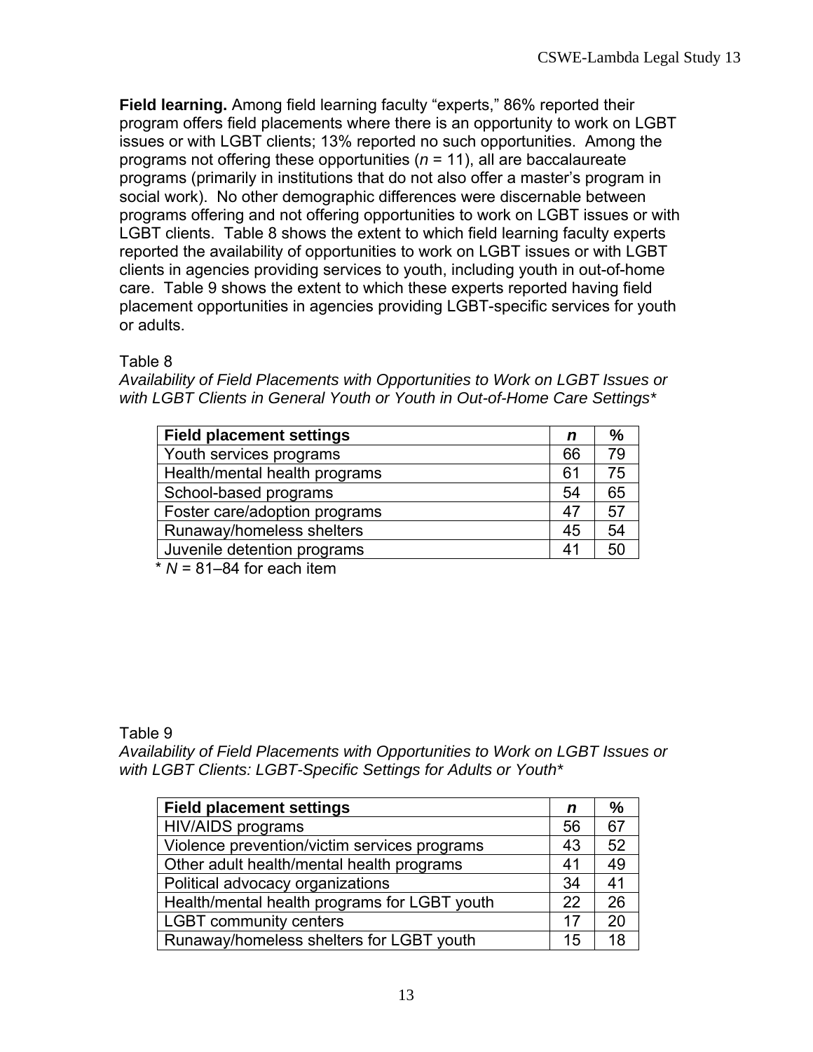**Field learning.** Among field learning faculty "experts," 86% reported their program offers field placements where there is an opportunity to work on LGBT issues or with LGBT clients; 13% reported no such opportunities. Among the programs not offering these opportunities (*n* = 11), all are baccalaureate programs (primarily in institutions that do not also offer a master's program in social work). No other demographic differences were discernable between programs offering and not offering opportunities to work on LGBT issues or with LGBT clients. Table 8 shows the extent to which field learning faculty experts reported the availability of opportunities to work on LGBT issues or with LGBT clients in agencies providing services to youth, including youth in out-of-home care. Table 9 shows the extent to which these experts reported having field placement opportunities in agencies providing LGBT-specific services for youth or adults.

Table 8

*Availability of Field Placements with Opportunities to Work on LGBT Issues or with LGBT Clients in General Youth or Youth in Out-of-Home Care Settings**

| **Field placement settings** | ***n*** | **%** |
|---|---|---|
| Youth services programs | 66 | 79 |
| Health/mental health programs | 61 | 75 |
| School-based programs | 54 | 65 |
| Foster care/adoption programs | 47 | 57 |
| Runaway/homeless shelters | 45 | 54 |
| Juvenile detention programs | 41 | 50 |

\* *N* = 81–84 for each item

Table 9

*Availability of Field Placements with Opportunities to Work on LGBT Issues or with LGBT Clients: LGBT-Specific Settings for Adults or Youth**

| **Field placement settings** | ***n*** | **%** |
|---|---|---|
| HIV/AIDS programs | 56 | 67 |
| Violence prevention/victim services programs | 43 | 52 |
| Other adult health/mental health programs | 41 | 49 |
| Political advocacy organizations | 34 | 41 |
| Health/mental health programs for LGBT youth | 22 | 26 |
| LGBT community centers | 17 | 20 |
| Runaway/homeless shelters for LGBT youth | 15 | 18 |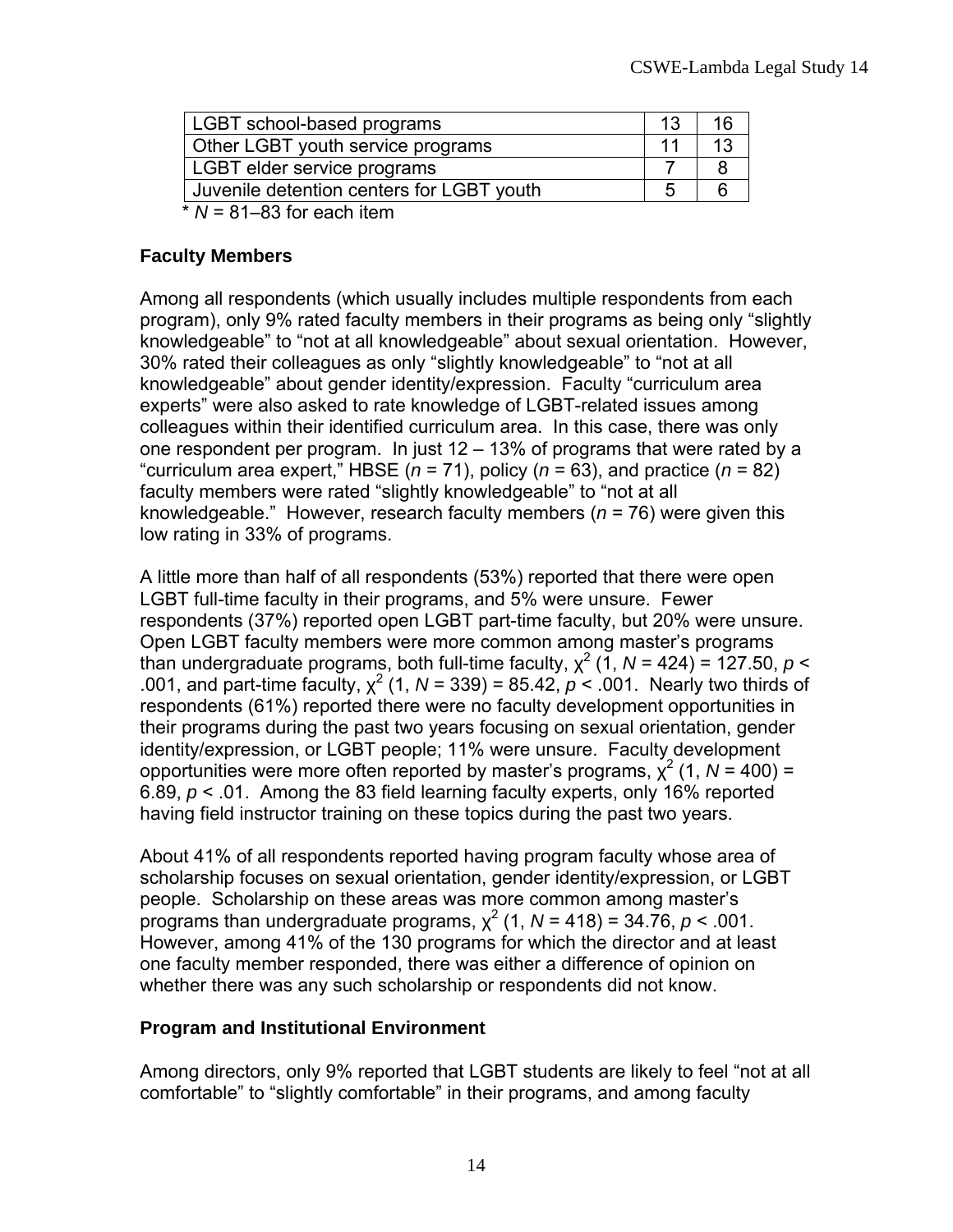| | | |
|---|---|---|
| LGBT school-based programs | 13 | 16 |
| Other LGBT youth service programs | 11 | 13 |
| LGBT elder service programs | 7 | 8 |
| Juvenile detention centers for LGBT youth | 5 | 6 |

* *N* = 81–83 for each item

### Faculty Members

Among all respondents (which usually includes multiple respondents from each program), only 9% rated faculty members in their programs as being only "slightly knowledgeable" to "not at all knowledgeable" about sexual orientation. However, 30% rated their colleagues as only "slightly knowledgeable" to "not at all knowledgeable" about gender identity/expression. Faculty "curriculum area experts" were also asked to rate knowledge of LGBT-related issues among colleagues within their identified curriculum area. In this case, there was only one respondent per program. In just 12 – 13% of programs that were rated by a "curriculum area expert," HBSE ($n$ = 71), policy ($n$ = 63), and practice ($n$ = 82) faculty members were rated "slightly knowledgeable" to "not at all knowledgeable." However, research faculty members ($n$ = 76) were given this low rating in 33% of programs.

A little more than half of all respondents (53%) reported that there were open LGBT full-time faculty in their programs, and 5% were unsure. Fewer respondents (37%) reported open LGBT part-time faculty, but 20% were unsure. Open LGBT faculty members were more common among master's programs than undergraduate programs, both full-time faculty, $\chi^2$ (1, $N$ = 424) = 127.50, $p < .001$, and part-time faculty, $\chi^2$ (1, $N$ = 339) = 85.42, $p < .001$. Nearly two thirds of respondents (61%) reported there were no faculty development opportunities in their programs during the past two years focusing on sexual orientation, gender identity/expression, or LGBT people; 11% were unsure. Faculty development opportunities were more often reported by master's programs, $\chi^2$ (1, $N$ = 400) = 6.89, $p < .01$. Among the 83 field learning faculty experts, only 16% reported having field instructor training on these topics during the past two years.

About 41% of all respondents reported having program faculty whose area of scholarship focuses on sexual orientation, gender identity/expression, or LGBT people. Scholarship on these areas was more common among master's programs than undergraduate programs, $\chi^2$ (1, $N$ = 418) = 34.76, $p < .001$. However, among 41% of the 130 programs for which the director and at least one faculty member responded, there was either a difference of opinion on whether there was any such scholarship or respondents did not know.

### Program and Institutional Environment

Among directors, only 9% reported that LGBT students are likely to feel "not at all comfortable" to "slightly comfortable" in their programs, and among faculty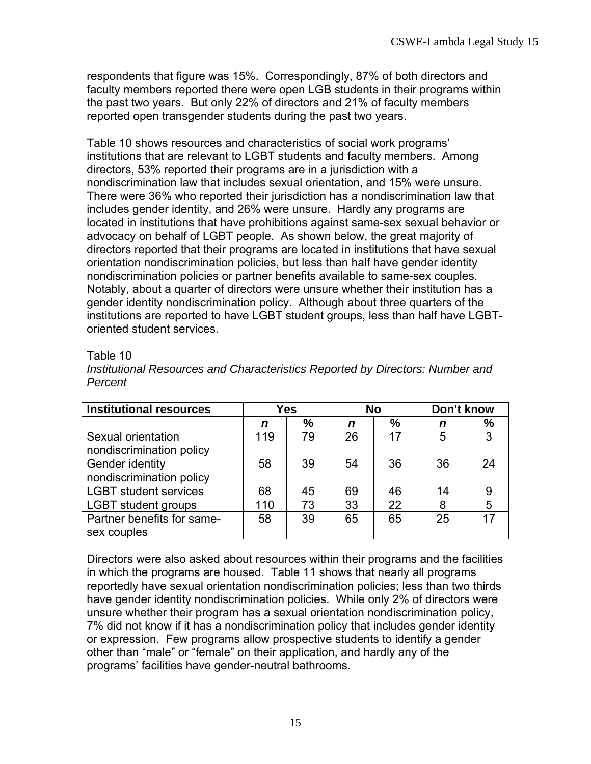respondents that figure was 15%. Correspondingly, 87% of both directors and faculty members reported there were open LGB students in their programs within the past two years. But only 22% of directors and 21% of faculty members reported open transgender students during the past two years.

Table 10 shows resources and characteristics of social work programs' institutions that are relevant to LGBT students and faculty members. Among directors, 53% reported their programs are in a jurisdiction with a nondiscrimination law that includes sexual orientation, and 15% were unsure. There were 36% who reported their jurisdiction has a nondiscrimination law that includes gender identity, and 26% were unsure. Hardly any programs are located in institutions that have prohibitions against same-sex sexual behavior or advocacy on behalf of LGBT people. As shown below, the great majority of directors reported that their programs are located in institutions that have sexual orientation nondiscrimination policies, but less than half have gender identity nondiscrimination policies or partner benefits available to same-sex couples. Notably, about a quarter of directors were unsure whether their institution has a gender identity nondiscrimination policy. Although about three quarters of the institutions are reported to have LGBT student groups, less than half have LGBT-oriented student services.

Table 10

*Institutional Resources and Characteristics Reported by Directors: Number and Percent*

| **Institutional resources** | **Yes** | | **No** | | **Don't know** | |
|---|---|---|---|---|---|---|
| | ***n*** | **%** | ***n*** | **%** | ***n*** | **%** |
| Sexual orientation nondiscrimination policy | 119 | 79 | 26 | 17 | 5 | 3 |
| Gender identity nondiscrimination policy | 58 | 39 | 54 | 36 | 36 | 24 |
| LGBT student services | 68 | 45 | 69 | 46 | 14 | 9 |
| LGBT student groups | 110 | 73 | 33 | 22 | 8 | 5 |
| Partner benefits for same-sex couples | 58 | 39 | 65 | 65 | 25 | 17 |

Directors were also asked about resources within their programs and the facilities in which the programs are housed. Table 11 shows that nearly all programs reportedly have sexual orientation nondiscrimination policies; less than two thirds have gender identity nondiscrimination policies. While only 2% of directors were unsure whether their program has a sexual orientation nondiscrimination policy, 7% did not know if it has a nondiscrimination policy that includes gender identity or expression. Few programs allow prospective students to identify a gender other than "male" or "female" on their application, and hardly any of the programs' facilities have gender-neutral bathrooms.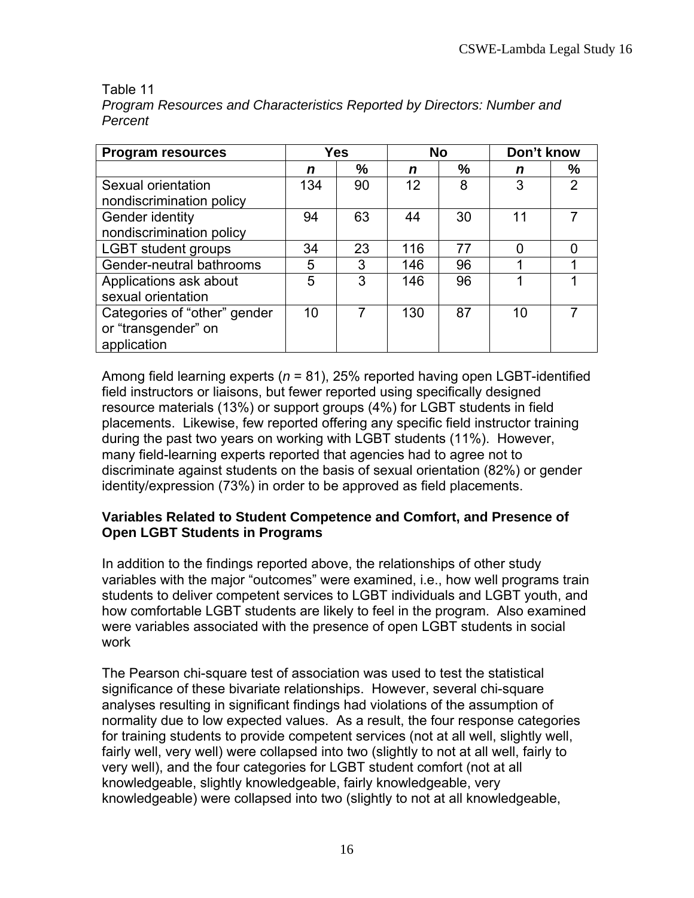Table 11

*Program Resources and Characteristics Reported by Directors: Number and Percent*

| **Program resources** | **Yes** | | **No** | | **Don't know** | |
|---|---|---|---|---|---|---|
| | ***n*** | **%** | ***n*** | **%** | ***n*** | **%** |
| Sexual orientation nondiscrimination policy | 134 | 90 | 12 | 8 | 3 | 2 |
| Gender identity nondiscrimination policy | 94 | 63 | 44 | 30 | 11 | 7 |
| LGBT student groups | 34 | 23 | 116 | 77 | 0 | 0 |
| Gender-neutral bathrooms | 5 | 3 | 146 | 96 | 1 | 1 |
| Applications ask about sexual orientation | 5 | 3 | 146 | 96 | 1 | 1 |
| Categories of "other" gender or "transgender" on application | 10 | 7 | 130 | 87 | 10 | 7 |

Among field learning experts ($n$ = 81), 25% reported having open LGBT-identified field instructors or liaisons, but fewer reported using specifically designed resource materials (13%) or support groups (4%) for LGBT students in field placements. Likewise, few reported offering any specific field instructor training during the past two years on working with LGBT students (11%). However, many field-learning experts reported that agencies had to agree not to discriminate against students on the basis of sexual orientation (82%) or gender identity/expression (73%) in order to be approved as field placements.

**Variables Related to Student Competence and Comfort, and Presence of Open LGBT Students in Programs**

In addition to the findings reported above, the relationships of other study variables with the major "outcomes" were examined, i.e., how well programs train students to deliver competent services to LGBT individuals and LGBT youth, and how comfortable LGBT students are likely to feel in the program. Also examined were variables associated with the presence of open LGBT students in social work

The Pearson chi-square test of association was used to test the statistical significance of these bivariate relationships. However, several chi-square analyses resulting in significant findings had violations of the assumption of normality due to low expected values. As a result, the four response categories for training students to provide competent services (not at all well, slightly well, fairly well, very well) were collapsed into two (slightly to not at all well, fairly to very well), and the four categories for LGBT student comfort (not at all knowledgeable, slightly knowledgeable, fairly knowledgeable, very knowledgeable) were collapsed into two (slightly to not at all knowledgeable,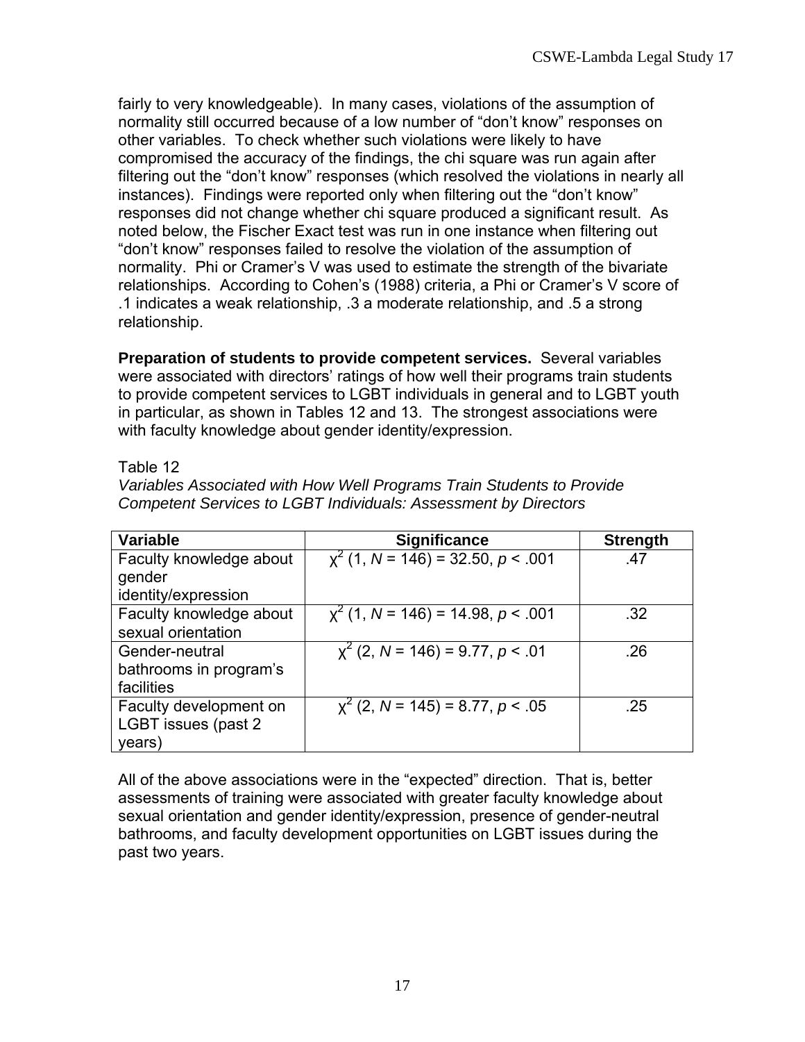fairly to very knowledgeable). In many cases, violations of the assumption of normality still occurred because of a low number of "don't know" responses on other variables. To check whether such violations were likely to have compromised the accuracy of the findings, the chi square was run again after filtering out the "don't know" responses (which resolved the violations in nearly all instances). Findings were reported only when filtering out the "don't know" responses did not change whether chi square produced a significant result. As noted below, the Fischer Exact test was run in one instance when filtering out "don't know" responses failed to resolve the violation of the assumption of normality. Phi or Cramer's V was used to estimate the strength of the bivariate relationships. According to Cohen's (1988) criteria, a Phi or Cramer's V score of .1 indicates a weak relationship, .3 a moderate relationship, and .5 a strong relationship.

**Preparation of students to provide competent services.** Several variables were associated with directors' ratings of how well their programs train students to provide competent services to LGBT individuals in general and to LGBT youth in particular, as shown in Tables 12 and 13. The strongest associations were with faculty knowledge about gender identity/expression.

Table 12

*Variables Associated with How Well Programs Train Students to Provide Competent Services to LGBT Individuals: Assessment by Directors*

| Variable | Significance | Strength |
|---|---|---|
| Faculty knowledge about gender identity/expression | $\chi^2$ (1, $N$ = 146) = 32.50, $p$ < .001 | .47 |
| Faculty knowledge about sexual orientation | $\chi^2$ (1, $N$ = 146) = 14.98, $p$ < .001 | .32 |
| Gender-neutral bathrooms in program's facilities | $\chi^2$ (2, $N$ = 146) = 9.77, $p$ < .01 | .26 |
| Faculty development on LGBT issues (past 2 years) | $\chi^2$ (2, $N$ = 145) = 8.77, $p$ < .05 | .25 |

All of the above associations were in the "expected" direction. That is, better assessments of training were associated with greater faculty knowledge about sexual orientation and gender identity/expression, presence of gender-neutral bathrooms, and faculty development opportunities on LGBT issues during the past two years.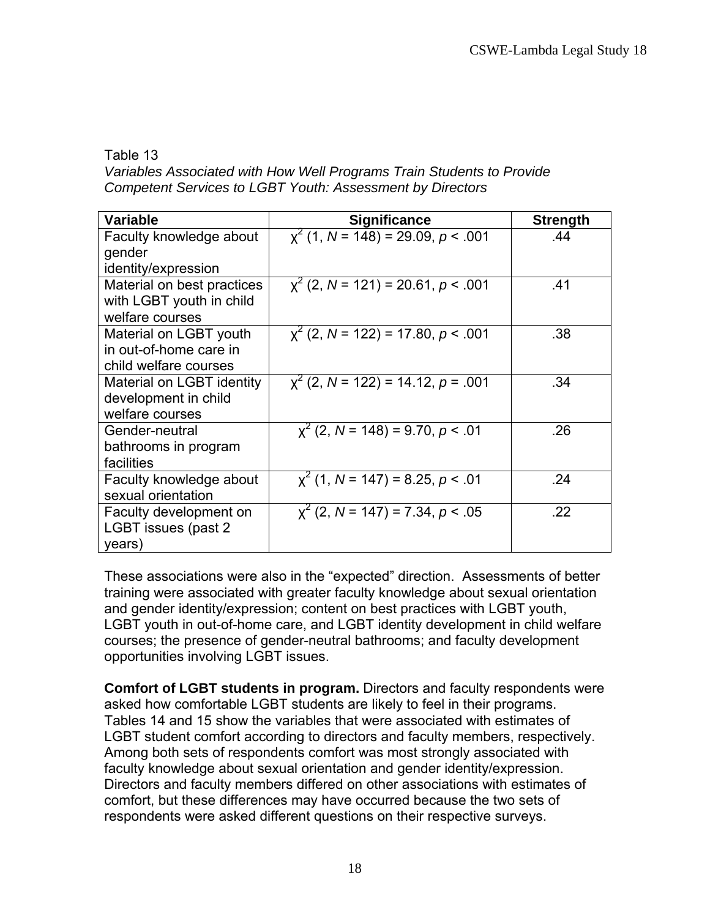Table 13

*Variables Associated with How Well Programs Train Students to Provide Competent Services to LGBT Youth: Assessment by Directors*

| Variable | Significance | Strength |
|---|---|---|
| Faculty knowledge about gender identity/expression | $\chi^2$ (1, $N$ = 148) = 29.09, $p$ < .001 | .44 |
| Material on best practices with LGBT youth in child welfare courses | $\chi^2$ (2, $N$ = 121) = 20.61, $p$ < .001 | .41 |
| Material on LGBT youth in out-of-home care in child welfare courses | $\chi^2$ (2, $N$ = 122) = 17.80, $p$ < .001 | .38 |
| Material on LGBT identity development in child welfare courses | $\chi^2$ (2, $N$ = 122) = 14.12, $p$ = .001 | .34 |
| Gender-neutral bathrooms in program facilities | $\chi^2$ (2, $N$ = 148) = 9.70, $p$ < .01 | .26 |
| Faculty knowledge about sexual orientation | $\chi^2$ (1, $N$ = 147) = 8.25, $p$ < .01 | .24 |
| Faculty development on LGBT issues (past 2 years) | $\chi^2$ (2, $N$ = 147) = 7.34, $p$ < .05 | .22 |

These associations were also in the "expected" direction. Assessments of better training were associated with greater faculty knowledge about sexual orientation and gender identity/expression; content on best practices with LGBT youth, LGBT youth in out-of-home care, and LGBT identity development in child welfare courses; the presence of gender-neutral bathrooms; and faculty development opportunities involving LGBT issues.

**Comfort of LGBT students in program.** Directors and faculty respondents were asked how comfortable LGBT students are likely to feel in their programs. Tables 14 and 15 show the variables that were associated with estimates of LGBT student comfort according to directors and faculty members, respectively. Among both sets of respondents comfort was most strongly associated with faculty knowledge about sexual orientation and gender identity/expression. Directors and faculty members differed on other associations with estimates of comfort, but these differences may have occurred because the two sets of respondents were asked different questions on their respective surveys.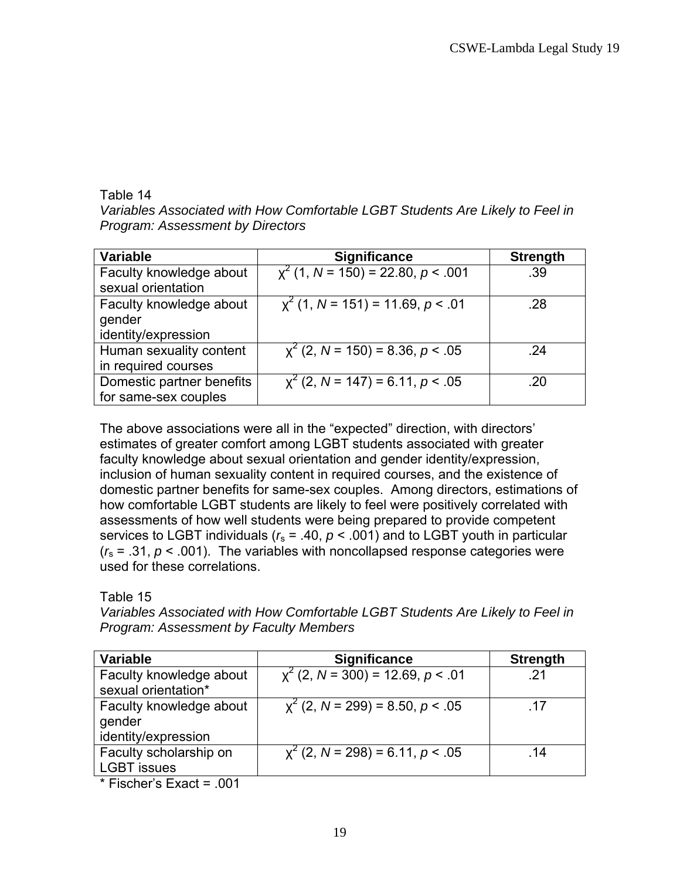Table 14

*Variables Associated with How Comfortable LGBT Students Are Likely to Feel in Program: Assessment by Directors*

| Variable | Significance | Strength |
|---|---|---|
| Faculty knowledge about sexual orientation | $\chi^2$ (1, $N$ = 150) = 22.80, $p$ < .001 | .39 |
| Faculty knowledge about gender identity/expression | $\chi^2$ (1, $N$ = 151) = 11.69, $p$ < .01 | .28 |
| Human sexuality content in required courses | $\chi^2$ (2, $N$ = 150) = 8.36, $p$ < .05 | .24 |
| Domestic partner benefits for same-sex couples | $\chi^2$ (2, $N$ = 147) = 6.11, $p$ < .05 | .20 |

The above associations were all in the "expected" direction, with directors' estimates of greater comfort among LGBT students associated with greater faculty knowledge about sexual orientation and gender identity/expression, inclusion of human sexuality content in required courses, and the existence of domestic partner benefits for same-sex couples. Among directors, estimations of how comfortable LGBT students are likely to feel were positively correlated with assessments of how well students were being prepared to provide competent services to LGBT individuals ($r_s$ = .40, $p$ < .001) and to LGBT youth in particular ($r_s$ = .31, $p$ < .001). The variables with noncollapsed response categories were used for these correlations.

Table 15

*Variables Associated with How Comfortable LGBT Students Are Likely to Feel in Program: Assessment by Faculty Members*

| Variable | Significance | Strength |
|---|---|---|
| Faculty knowledge about sexual orientation* | $\chi^2$ (2, $N$ = 300) = 12.69, $p$ < .01 | .21 |
| Faculty knowledge about gender identity/expression | $\chi^2$ (2, $N$ = 299) = 8.50, $p$ < .05 | .17 |
| Faculty scholarship on LGBT issues | $\chi^2$ (2, $N$ = 298) = 6.11, $p$ < .05 | .14 |

* Fischer's Exact = .001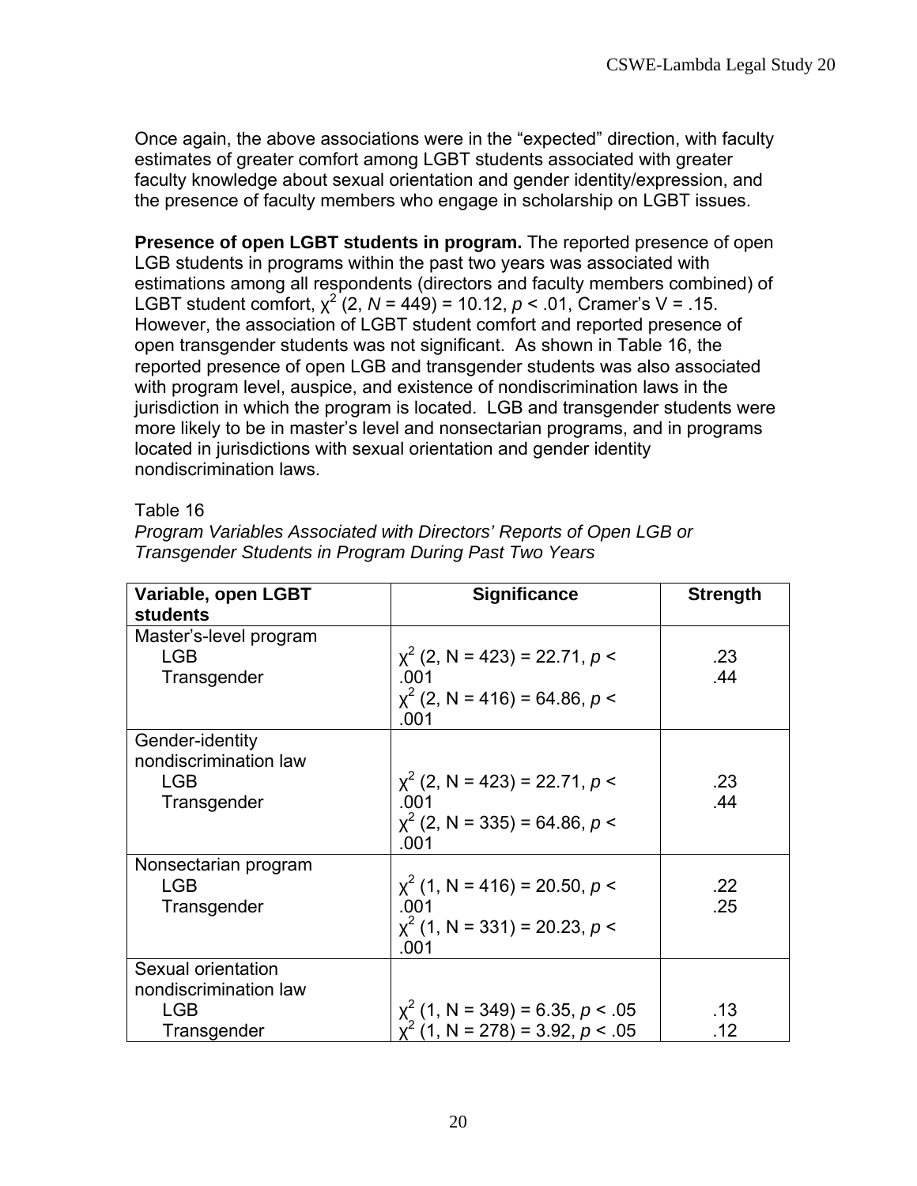Once again, the above associations were in the "expected" direction, with faculty estimates of greater comfort among LGBT students associated with greater faculty knowledge about sexual orientation and gender identity/expression, and the presence of faculty members who engage in scholarship on LGBT issues.

**Presence of open LGBT students in program.** The reported presence of open LGB students in programs within the past two years was associated with estimations among all respondents (directors and faculty members combined) of LGBT student comfort, $\chi^2$ (2, *N* = 449) = 10.12, *p* < .01, Cramer's V = .15. However, the association of LGBT student comfort and reported presence of open transgender students was not significant. As shown in Table 16, the reported presence of open LGB and transgender students was also associated with program level, auspice, and existence of nondiscrimination laws in the jurisdiction in which the program is located. LGB and transgender students were more likely to be in master's level and nonsectarian programs, and in programs located in jurisdictions with sexual orientation and gender identity nondiscrimination laws.

Table 16

*Program Variables Associated with Directors' Reports of Open LGB or Transgender Students in Program During Past Two Years*

| Variable, open LGBT students | Significance | Strength |
|---|---|---|
| Master's-level program | | |
| LGB | $\chi^2$ (2, N = 423) = 22.71, *p* < .001 | .23 |
| Transgender | $\chi^2$ (2, N = 416) = 64.86, *p* < .001 | .44 |
| Gender-identity nondiscrimination law | | |
| LGB | $\chi^2$ (2, N = 423) = 22.71, *p* < .001 | .23 |
| Transgender | $\chi^2$ (2, N = 335) = 64.86, *p* < .001 | .44 |
| Nonsectarian program | | |
| LGB | $\chi^2$ (1, N = 416) = 20.50, *p* < .001 | .22 |
| Transgender | $\chi^2$ (1, N = 331) = 20.23, *p* < .001 | .25 |
| Sexual orientation nondiscrimination law | | |
| LGB | $\chi^2$ (1, N = 349) = 6.35, *p* < .05 | .13 |
| Transgender | $\chi^2$ (1, N = 278) = 3.92, *p* < .05 | .12 |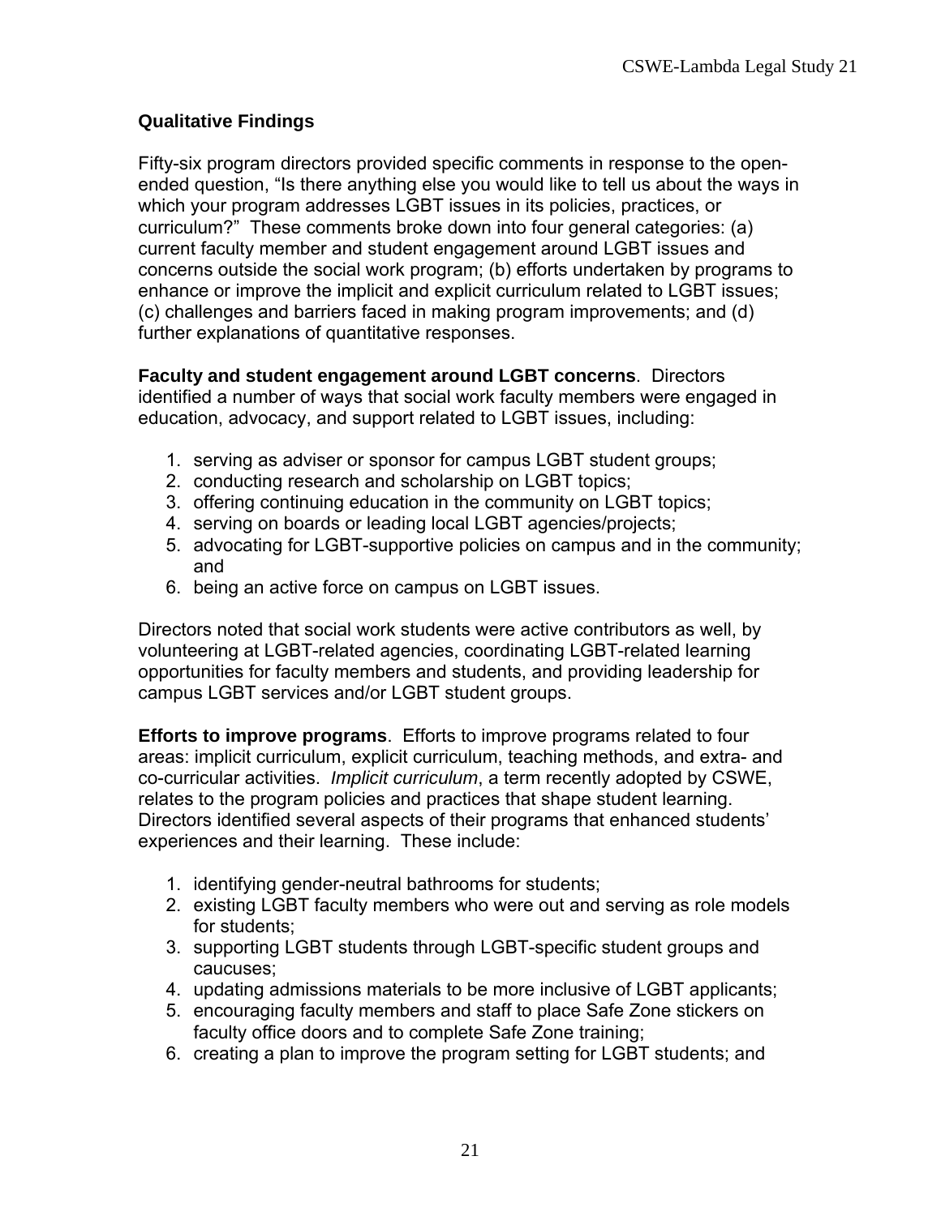### Qualitative Findings

Fifty-six program directors provided specific comments in response to the open-ended question, "Is there anything else you would like to tell us about the ways in which your program addresses LGBT issues in its policies, practices, or curriculum?" These comments broke down into four general categories: (a) current faculty member and student engagement around LGBT issues and concerns outside the social work program; (b) efforts undertaken by programs to enhance or improve the implicit and explicit curriculum related to LGBT issues; (c) challenges and barriers faced in making program improvements; and (d) further explanations of quantitative responses.

**Faculty and student engagement around LGBT concerns**. Directors identified a number of ways that social work faculty members were engaged in education, advocacy, and support related to LGBT issues, including:

1. serving as adviser or sponsor for campus LGBT student groups;
2. conducting research and scholarship on LGBT topics;
3. offering continuing education in the community on LGBT topics;
4. serving on boards or leading local LGBT agencies/projects;
5. advocating for LGBT-supportive policies on campus and in the community; and
6. being an active force on campus on LGBT issues.

Directors noted that social work students were active contributors as well, by volunteering at LGBT-related agencies, coordinating LGBT-related learning opportunities for faculty members and students, and providing leadership for campus LGBT services and/or LGBT student groups.

**Efforts to improve programs**. Efforts to improve programs related to four areas: implicit curriculum, explicit curriculum, teaching methods, and extra- and co-curricular activities. *Implicit curriculum*, a term recently adopted by CSWE, relates to the program policies and practices that shape student learning. Directors identified several aspects of their programs that enhanced students' experiences and their learning. These include:

1. identifying gender-neutral bathrooms for students;
2. existing LGBT faculty members who were out and serving as role models for students;
3. supporting LGBT students through LGBT-specific student groups and caucuses;
4. updating admissions materials to be more inclusive of LGBT applicants;
5. encouraging faculty members and staff to place Safe Zone stickers on faculty office doors and to complete Safe Zone training;
6. creating a plan to improve the program setting for LGBT students; and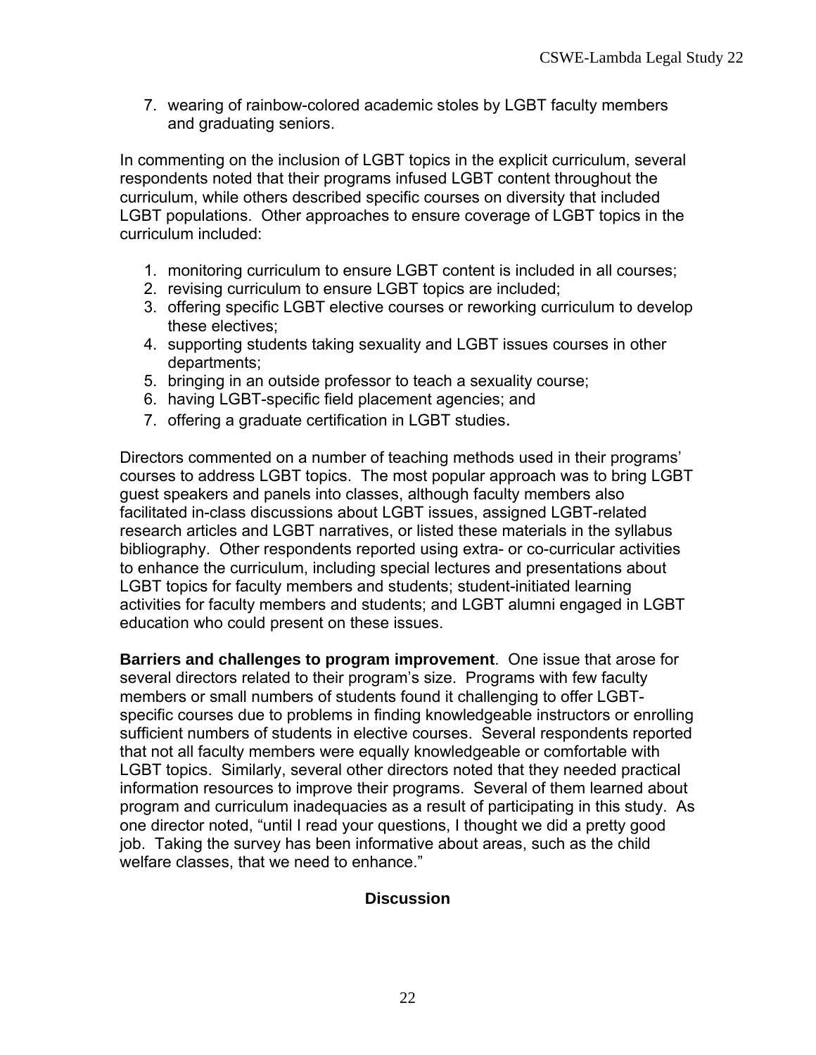7. wearing of rainbow-colored academic stoles by LGBT faculty members and graduating seniors.

In commenting on the inclusion of LGBT topics in the explicit curriculum, several respondents noted that their programs infused LGBT content throughout the curriculum, while others described specific courses on diversity that included LGBT populations. Other approaches to ensure coverage of LGBT topics in the curriculum included:

1. monitoring curriculum to ensure LGBT content is included in all courses;
2. revising curriculum to ensure LGBT topics are included;
3. offering specific LGBT elective courses or reworking curriculum to develop these electives;
4. supporting students taking sexuality and LGBT issues courses in other departments;
5. bringing in an outside professor to teach a sexuality course;
6. having LGBT-specific field placement agencies; and
7. offering a graduate certification in LGBT studies.

Directors commented on a number of teaching methods used in their programs' courses to address LGBT topics. The most popular approach was to bring LGBT guest speakers and panels into classes, although faculty members also facilitated in-class discussions about LGBT issues, assigned LGBT-related research articles and LGBT narratives, or listed these materials in the syllabus bibliography. Other respondents reported using extra- or co-curricular activities to enhance the curriculum, including special lectures and presentations about LGBT topics for faculty members and students; student-initiated learning activities for faculty members and students; and LGBT alumni engaged in LGBT education who could present on these issues.

**Barriers and challenges to program improvement**. One issue that arose for several directors related to their program's size. Programs with few faculty members or small numbers of students found it challenging to offer LGBT-specific courses due to problems in finding knowledgeable instructors or enrolling sufficient numbers of students in elective courses. Several respondents reported that not all faculty members were equally knowledgeable or comfortable with LGBT topics. Similarly, several other directors noted that they needed practical information resources to improve their programs. Several of them learned about program and curriculum inadequacies as a result of participating in this study. As one director noted, "until I read your questions, I thought we did a pretty good job. Taking the survey has been informative about areas, such as the child welfare classes, that we need to enhance."

## Discussion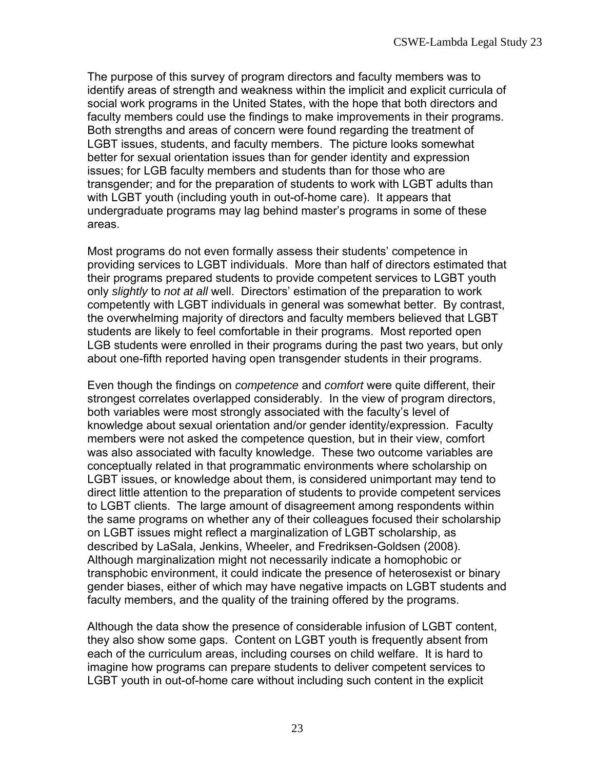The purpose of this survey of program directors and faculty members was to identify areas of strength and weakness within the implicit and explicit curricula of social work programs in the United States, with the hope that both directors and faculty members could use the findings to make improvements in their programs. Both strengths and areas of concern were found regarding the treatment of LGBT issues, students, and faculty members. The picture looks somewhat better for sexual orientation issues than for gender identity and expression issues; for LGB faculty members and students than for those who are transgender; and for the preparation of students to work with LGBT adults than with LGBT youth (including youth in out-of-home care). It appears that undergraduate programs may lag behind master's programs in some of these areas.

Most programs do not even formally assess their students' competence in providing services to LGBT individuals. More than half of directors estimated that their programs prepared students to provide competent services to LGBT youth only *slightly* to *not at all* well. Directors' estimation of the preparation to work competently with LGBT individuals in general was somewhat better. By contrast, the overwhelming majority of directors and faculty members believed that LGBT students are likely to feel comfortable in their programs. Most reported open LGB students were enrolled in their programs during the past two years, but only about one-fifth reported having open transgender students in their programs.

Even though the findings on *competence* and *comfort* were quite different, their strongest correlates overlapped considerably. In the view of program directors, both variables were most strongly associated with the faculty's level of knowledge about sexual orientation and/or gender identity/expression. Faculty members were not asked the competence question, but in their view, comfort was also associated with faculty knowledge. These two outcome variables are conceptually related in that programmatic environments where scholarship on LGBT issues, or knowledge about them, is considered unimportant may tend to direct little attention to the preparation of students to provide competent services to LGBT clients. The large amount of disagreement among respondents within the same programs on whether any of their colleagues focused their scholarship on LGBT issues might reflect a marginalization of LGBT scholarship, as described by LaSala, Jenkins, Wheeler, and Fredriksen-Goldsen (2008). Although marginalization might not necessarily indicate a homophobic or transphobic environment, it could indicate the presence of heterosexist or binary gender biases, either of which may have negative impacts on LGBT students and faculty members, and the quality of the training offered by the programs.

Although the data show the presence of considerable infusion of LGBT content, they also show some gaps. Content on LGBT youth is frequently absent from each of the curriculum areas, including courses on child welfare. It is hard to imagine how programs can prepare students to deliver competent services to LGBT youth in out-of-home care without including such content in the explicit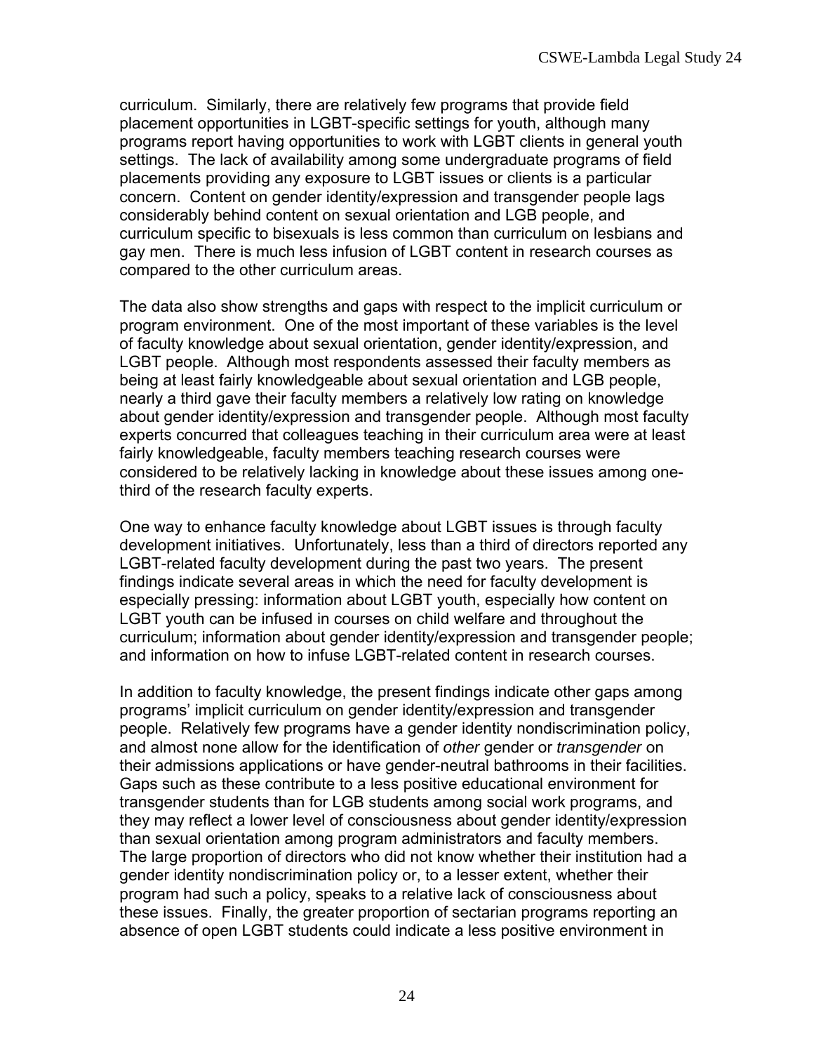curriculum. Similarly, there are relatively few programs that provide field placement opportunities in LGBT-specific settings for youth, although many programs report having opportunities to work with LGBT clients in general youth settings. The lack of availability among some undergraduate programs of field placements providing any exposure to LGBT issues or clients is a particular concern. Content on gender identity/expression and transgender people lags considerably behind content on sexual orientation and LGB people, and curriculum specific to bisexuals is less common than curriculum on lesbians and gay men. There is much less infusion of LGBT content in research courses as compared to the other curriculum areas.

The data also show strengths and gaps with respect to the implicit curriculum or program environment. One of the most important of these variables is the level of faculty knowledge about sexual orientation, gender identity/expression, and LGBT people. Although most respondents assessed their faculty members as being at least fairly knowledgeable about sexual orientation and LGB people, nearly a third gave their faculty members a relatively low rating on knowledge about gender identity/expression and transgender people. Although most faculty experts concurred that colleagues teaching in their curriculum area were at least fairly knowledgeable, faculty members teaching research courses were considered to be relatively lacking in knowledge about these issues among one-third of the research faculty experts.

One way to enhance faculty knowledge about LGBT issues is through faculty development initiatives. Unfortunately, less than a third of directors reported any LGBT-related faculty development during the past two years. The present findings indicate several areas in which the need for faculty development is especially pressing: information about LGBT youth, especially how content on LGBT youth can be infused in courses on child welfare and throughout the curriculum; information about gender identity/expression and transgender people; and information on how to infuse LGBT-related content in research courses.

In addition to faculty knowledge, the present findings indicate other gaps among programs' implicit curriculum on gender identity/expression and transgender people. Relatively few programs have a gender identity nondiscrimination policy, and almost none allow for the identification of *other* gender or *transgender* on their admissions applications or have gender-neutral bathrooms in their facilities. Gaps such as these contribute to a less positive educational environment for transgender students than for LGB students among social work programs, and they may reflect a lower level of consciousness about gender identity/expression than sexual orientation among program administrators and faculty members. The large proportion of directors who did not know whether their institution had a gender identity nondiscrimination policy or, to a lesser extent, whether their program had such a policy, speaks to a relative lack of consciousness about these issues. Finally, the greater proportion of sectarian programs reporting an absence of open LGBT students could indicate a less positive environment in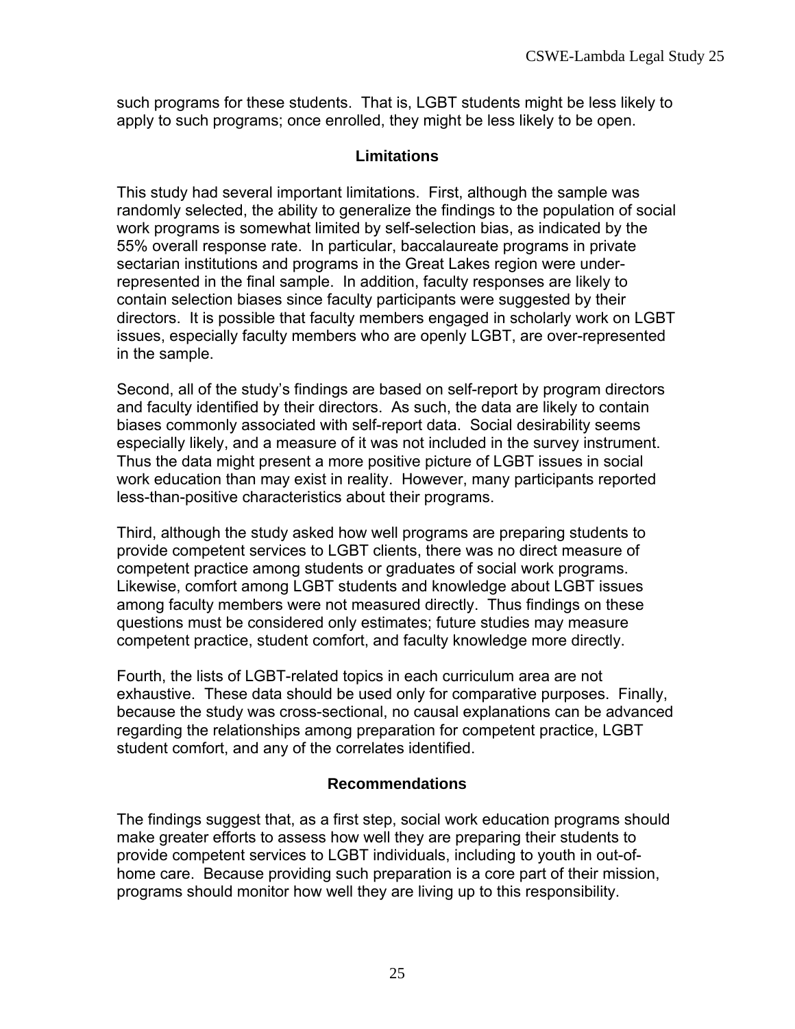such programs for these students. That is, LGBT students might be less likely to apply to such programs; once enrolled, they might be less likely to be open.

## Limitations

This study had several important limitations. First, although the sample was randomly selected, the ability to generalize the findings to the population of social work programs is somewhat limited by self-selection bias, as indicated by the 55% overall response rate. In particular, baccalaureate programs in private sectarian institutions and programs in the Great Lakes region were under-represented in the final sample. In addition, faculty responses are likely to contain selection biases since faculty participants were suggested by their directors. It is possible that faculty members engaged in scholarly work on LGBT issues, especially faculty members who are openly LGBT, are over-represented in the sample.

Second, all of the study's findings are based on self-report by program directors and faculty identified by their directors. As such, the data are likely to contain biases commonly associated with self-report data. Social desirability seems especially likely, and a measure of it was not included in the survey instrument. Thus the data might present a more positive picture of LGBT issues in social work education than may exist in reality. However, many participants reported less-than-positive characteristics about their programs.

Third, although the study asked how well programs are preparing students to provide competent services to LGBT clients, there was no direct measure of competent practice among students or graduates of social work programs. Likewise, comfort among LGBT students and knowledge about LGBT issues among faculty members were not measured directly. Thus findings on these questions must be considered only estimates; future studies may measure competent practice, student comfort, and faculty knowledge more directly.

Fourth, the lists of LGBT-related topics in each curriculum area are not exhaustive. These data should be used only for comparative purposes. Finally, because the study was cross-sectional, no causal explanations can be advanced regarding the relationships among preparation for competent practice, LGBT student comfort, and any of the correlates identified.

## Recommendations

The findings suggest that, as a first step, social work education programs should make greater efforts to assess how well they are preparing their students to provide competent services to LGBT individuals, including to youth in out-of-home care. Because providing such preparation is a core part of their mission, programs should monitor how well they are living up to this responsibility.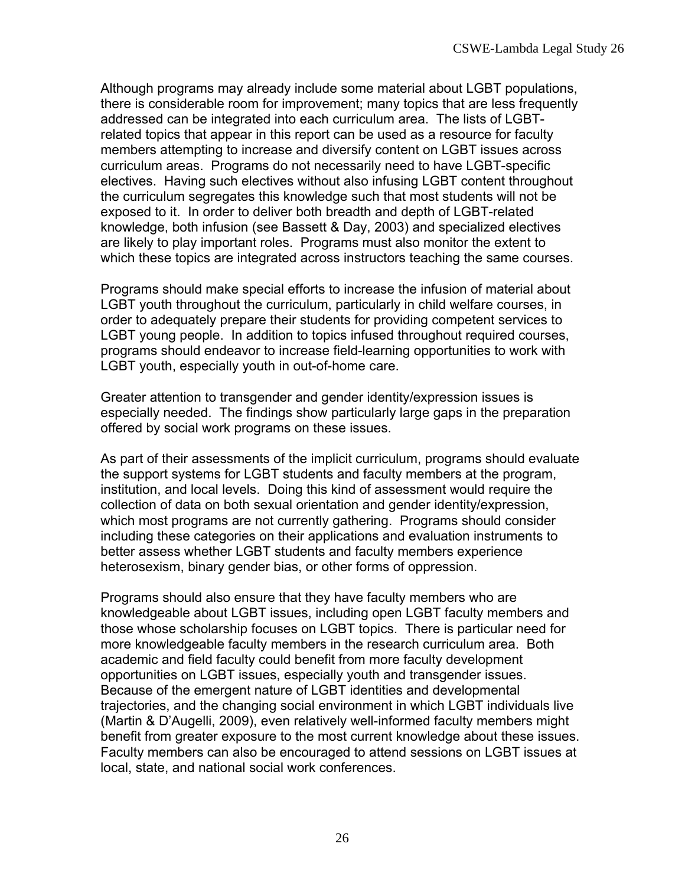Although programs may already include some material about LGBT populations, there is considerable room for improvement; many topics that are less frequently addressed can be integrated into each curriculum area. The lists of LGBT-related topics that appear in this report can be used as a resource for faculty members attempting to increase and diversify content on LGBT issues across curriculum areas. Programs do not necessarily need to have LGBT-specific electives. Having such electives without also infusing LGBT content throughout the curriculum segregates this knowledge such that most students will not be exposed to it. In order to deliver both breadth and depth of LGBT-related knowledge, both infusion (see Bassett & Day, 2003) and specialized electives are likely to play important roles. Programs must also monitor the extent to which these topics are integrated across instructors teaching the same courses.

Programs should make special efforts to increase the infusion of material about LGBT youth throughout the curriculum, particularly in child welfare courses, in order to adequately prepare their students for providing competent services to LGBT young people. In addition to topics infused throughout required courses, programs should endeavor to increase field-learning opportunities to work with LGBT youth, especially youth in out-of-home care.

Greater attention to transgender and gender identity/expression issues is especially needed. The findings show particularly large gaps in the preparation offered by social work programs on these issues.

As part of their assessments of the implicit curriculum, programs should evaluate the support systems for LGBT students and faculty members at the program, institution, and local levels. Doing this kind of assessment would require the collection of data on both sexual orientation and gender identity/expression, which most programs are not currently gathering. Programs should consider including these categories on their applications and evaluation instruments to better assess whether LGBT students and faculty members experience heterosexism, binary gender bias, or other forms of oppression.

Programs should also ensure that they have faculty members who are knowledgeable about LGBT issues, including open LGBT faculty members and those whose scholarship focuses on LGBT topics. There is particular need for more knowledgeable faculty members in the research curriculum area. Both academic and field faculty could benefit from more faculty development opportunities on LGBT issues, especially youth and transgender issues. Because of the emergent nature of LGBT identities and developmental trajectories, and the changing social environment in which LGBT individuals live (Martin & D'Augelli, 2009), even relatively well-informed faculty members might benefit from greater exposure to the most current knowledge about these issues. Faculty members can also be encouraged to attend sessions on LGBT issues at local, state, and national social work conferences.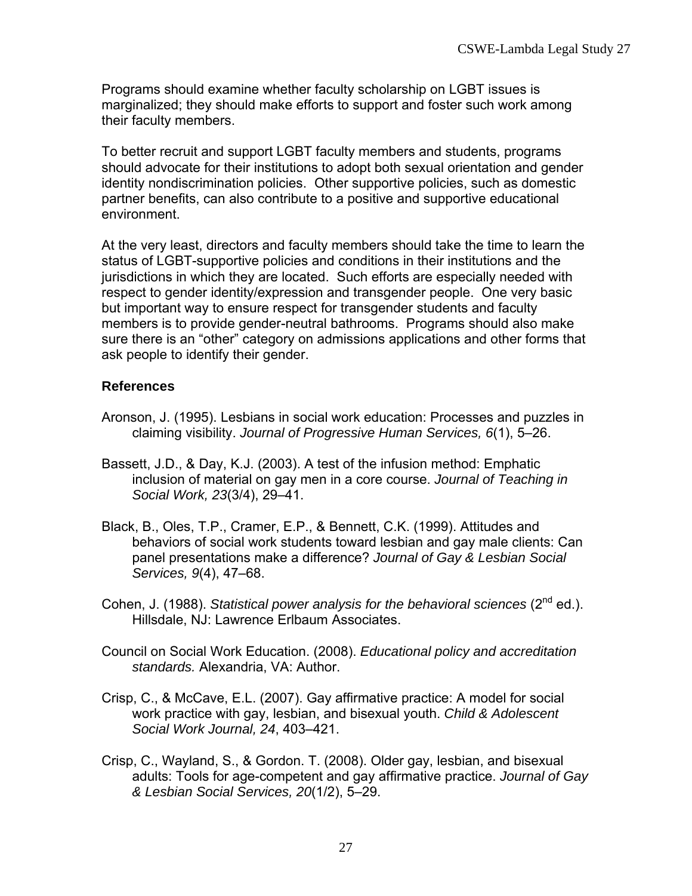Programs should examine whether faculty scholarship on LGBT issues is marginalized; they should make efforts to support and foster such work among their faculty members.

To better recruit and support LGBT faculty members and students, programs should advocate for their institutions to adopt both sexual orientation and gender identity nondiscrimination policies.  Other supportive policies, such as domestic partner benefits, can also contribute to a positive and supportive educational environment.

At the very least, directors and faculty members should take the time to learn the status of LGBT-supportive policies and conditions in their institutions and the jurisdictions in which they are located.  Such efforts are especially needed with respect to gender identity/expression and transgender people.  One very basic but important way to ensure respect for transgender students and faculty members is to provide gender-neutral bathrooms.  Programs should also make sure there is an "other" category on admissions applications and other forms that ask people to identify their gender.

## References

Aronson, J. (1995). Lesbians in social work education: Processes and puzzles in claiming visibility. *Journal of Progressive Human Services, 6*(1), 5–26.

Bassett, J.D., & Day, K.J. (2003). A test of the infusion method: Emphatic inclusion of material on gay men in a core course. *Journal of Teaching in Social Work, 23*(3/4), 29–41.

Black, B., Oles, T.P., Cramer, E.P., & Bennett, C.K. (1999). Attitudes and behaviors of social work students toward lesbian and gay male clients: Can panel presentations make a difference? *Journal of Gay & Lesbian Social Services, 9*(4), 47–68.

Cohen, J. (1988). *Statistical power analysis for the behavioral sciences* (2nd ed.). Hillsdale, NJ: Lawrence Erlbaum Associates.

Council on Social Work Education. (2008). *Educational policy and accreditation standards.* Alexandria, VA: Author.

Crisp, C., & McCave, E.L. (2007). Gay affirmative practice: A model for social work practice with gay, lesbian, and bisexual youth. *Child & Adolescent Social Work Journal, 24*, 403–421.

Crisp, C., Wayland, S., & Gordon. T. (2008). Older gay, lesbian, and bisexual adults: Tools for age-competent and gay affirmative practice. *Journal of Gay & Lesbian Social Services, 20*(1/2), 5–29.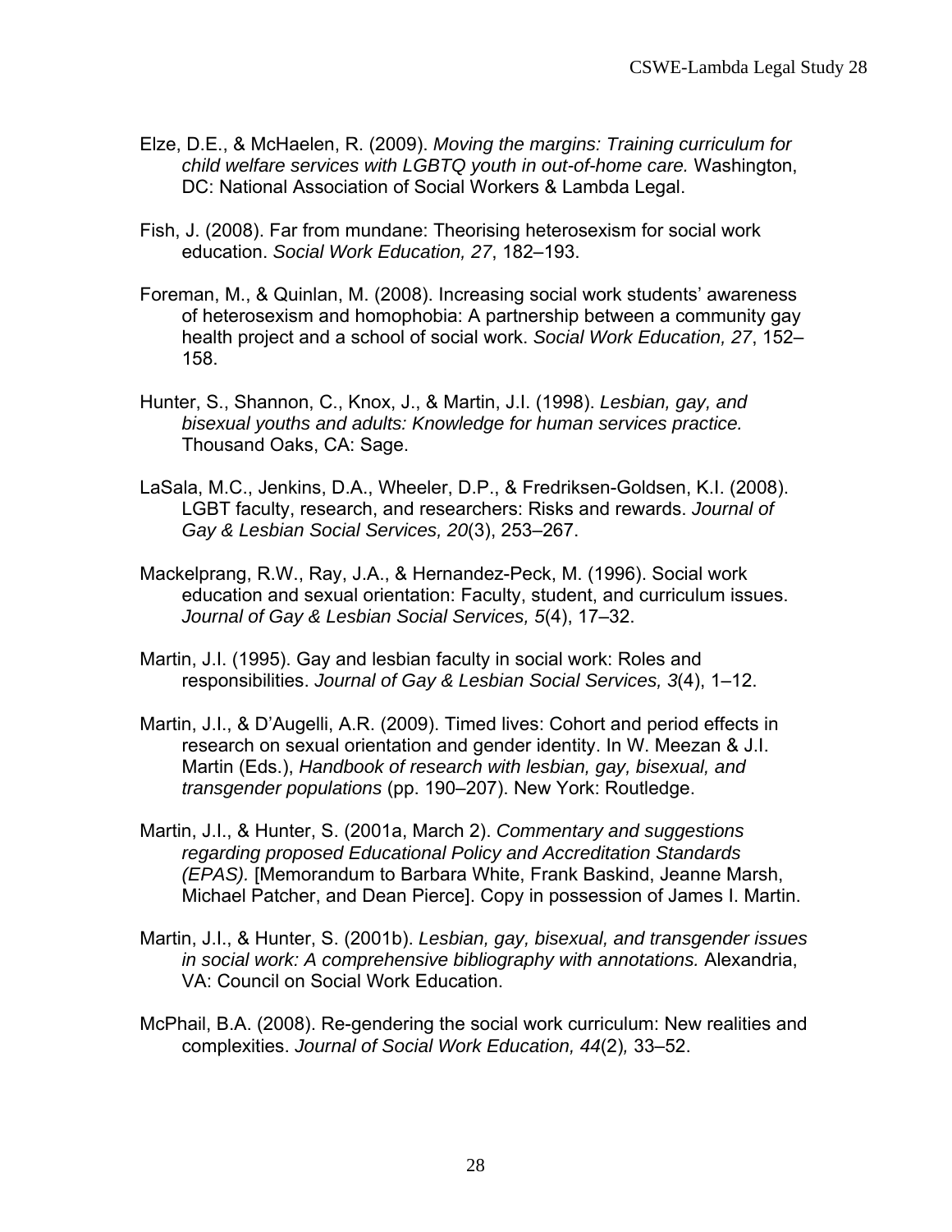Elze, D.E., & McHaelen, R. (2009). *Moving the margins: Training curriculum for child welfare services with LGBTQ youth in out-of-home care.* Washington, DC: National Association of Social Workers & Lambda Legal.

Fish, J. (2008). Far from mundane: Theorising heterosexism for social work education. *Social Work Education, 27*, 182–193.

Foreman, M., & Quinlan, M. (2008). Increasing social work students' awareness of heterosexism and homophobia: A partnership between a community gay health project and a school of social work. *Social Work Education, 27*, 152–158.

Hunter, S., Shannon, C., Knox, J., & Martin, J.I. (1998). *Lesbian, gay, and bisexual youths and adults: Knowledge for human services practice.* Thousand Oaks, CA: Sage.

LaSala, M.C., Jenkins, D.A., Wheeler, D.P., & Fredriksen-Goldsen, K.I. (2008). LGBT faculty, research, and researchers: Risks and rewards. *Journal of Gay & Lesbian Social Services, 20*(3), 253–267.

Mackelprang, R.W., Ray, J.A., & Hernandez-Peck, M. (1996). Social work education and sexual orientation: Faculty, student, and curriculum issues. *Journal of Gay & Lesbian Social Services, 5*(4), 17–32.

Martin, J.I. (1995). Gay and lesbian faculty in social work: Roles and responsibilities. *Journal of Gay & Lesbian Social Services, 3*(4), 1–12.

Martin, J.I., & D'Augelli, A.R. (2009). Timed lives: Cohort and period effects in research on sexual orientation and gender identity. In W. Meezan & J.I. Martin (Eds.), *Handbook of research with lesbian, gay, bisexual, and transgender populations* (pp. 190–207). New York: Routledge.

Martin, J.I., & Hunter, S. (2001a, March 2). *Commentary and suggestions regarding proposed Educational Policy and Accreditation Standards (EPAS).* [Memorandum to Barbara White, Frank Baskind, Jeanne Marsh, Michael Patcher, and Dean Pierce]. Copy in possession of James I. Martin.

Martin, J.I., & Hunter, S. (2001b). *Lesbian, gay, bisexual, and transgender issues in social work: A comprehensive bibliography with annotations.* Alexandria, VA: Council on Social Work Education.

McPhail, B.A. (2008). Re-gendering the social work curriculum: New realities and complexities. *Journal of Social Work Education, 44*(2)*,* 33–52.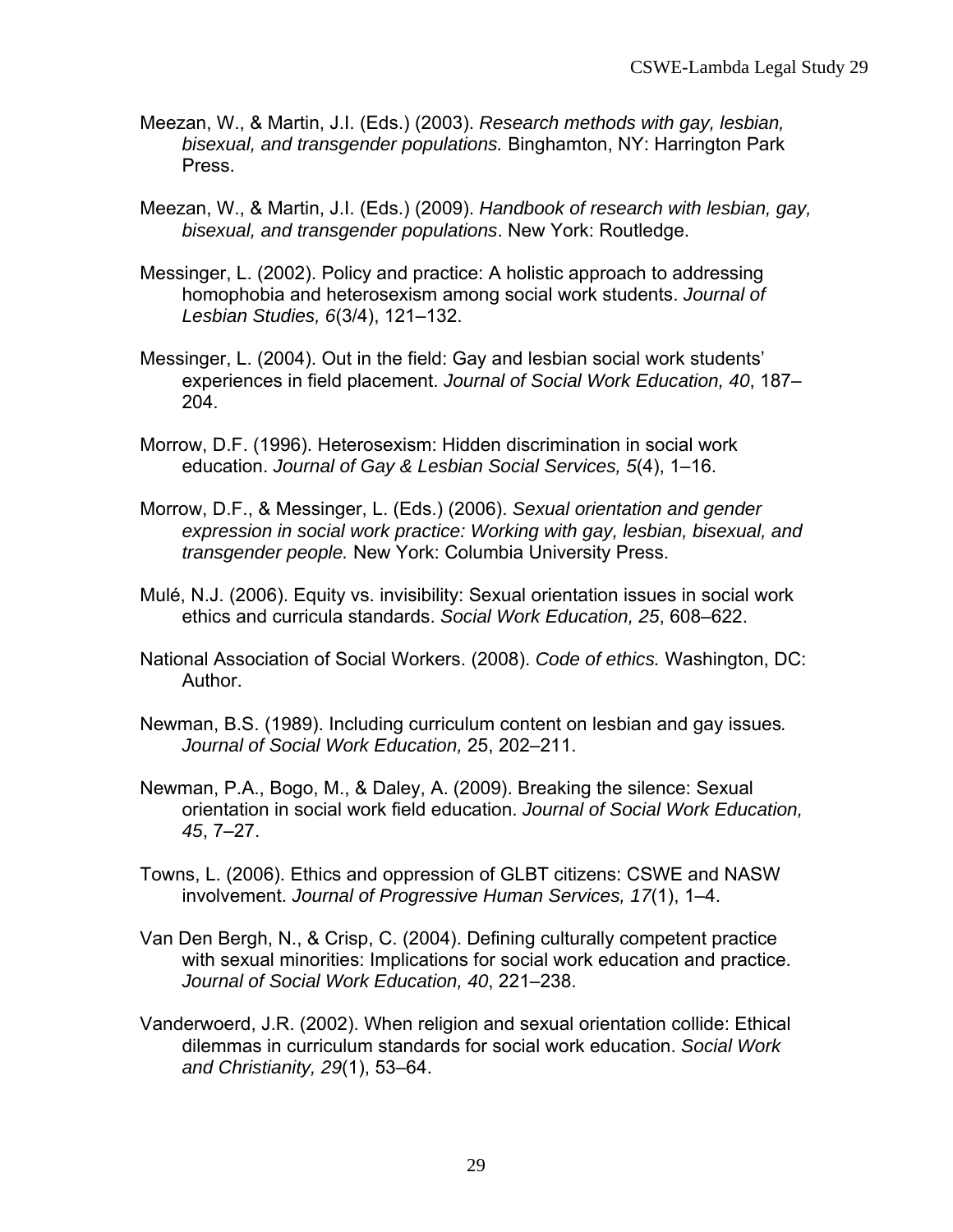Meezan, W., & Martin, J.I. (Eds.) (2003). *Research methods with gay, lesbian, bisexual, and transgender populations.* Binghamton, NY: Harrington Park Press.

Meezan, W., & Martin, J.I. (Eds.) (2009). *Handbook of research with lesbian, gay, bisexual, and transgender populations*. New York: Routledge.

Messinger, L. (2002). Policy and practice: A holistic approach to addressing homophobia and heterosexism among social work students. *Journal of Lesbian Studies, 6*(3/4), 121–132.

Messinger, L. (2004). Out in the field: Gay and lesbian social work students' experiences in field placement. *Journal of Social Work Education, 40*, 187–204.

Morrow, D.F. (1996). Heterosexism: Hidden discrimination in social work education. *Journal of Gay & Lesbian Social Services, 5*(4), 1–16.

Morrow, D.F., & Messinger, L. (Eds.) (2006). *Sexual orientation and gender expression in social work practice: Working with gay, lesbian, bisexual, and transgender people.* New York: Columbia University Press.

Mulé, N.J. (2006). Equity vs. invisibility: Sexual orientation issues in social work ethics and curricula standards. *Social Work Education, 25*, 608–622.

National Association of Social Workers. (2008). *Code of ethics.* Washington, DC: Author.

Newman, B.S. (1989). Including curriculum content on lesbian and gay issues*. Journal of Social Work Education,* 25, 202–211.

Newman, P.A., Bogo, M., & Daley, A. (2009). Breaking the silence: Sexual orientation in social work field education. *Journal of Social Work Education, 45*, 7–27.

Towns, L. (2006). Ethics and oppression of GLBT citizens: CSWE and NASW involvement. *Journal of Progressive Human Services, 17*(1), 1–4.

Van Den Bergh, N., & Crisp, C. (2004). Defining culturally competent practice with sexual minorities: Implications for social work education and practice. *Journal of Social Work Education, 40*, 221–238.

Vanderwoerd, J.R. (2002). When religion and sexual orientation collide: Ethical dilemmas in curriculum standards for social work education. *Social Work and Christianity, 29*(1), 53–64.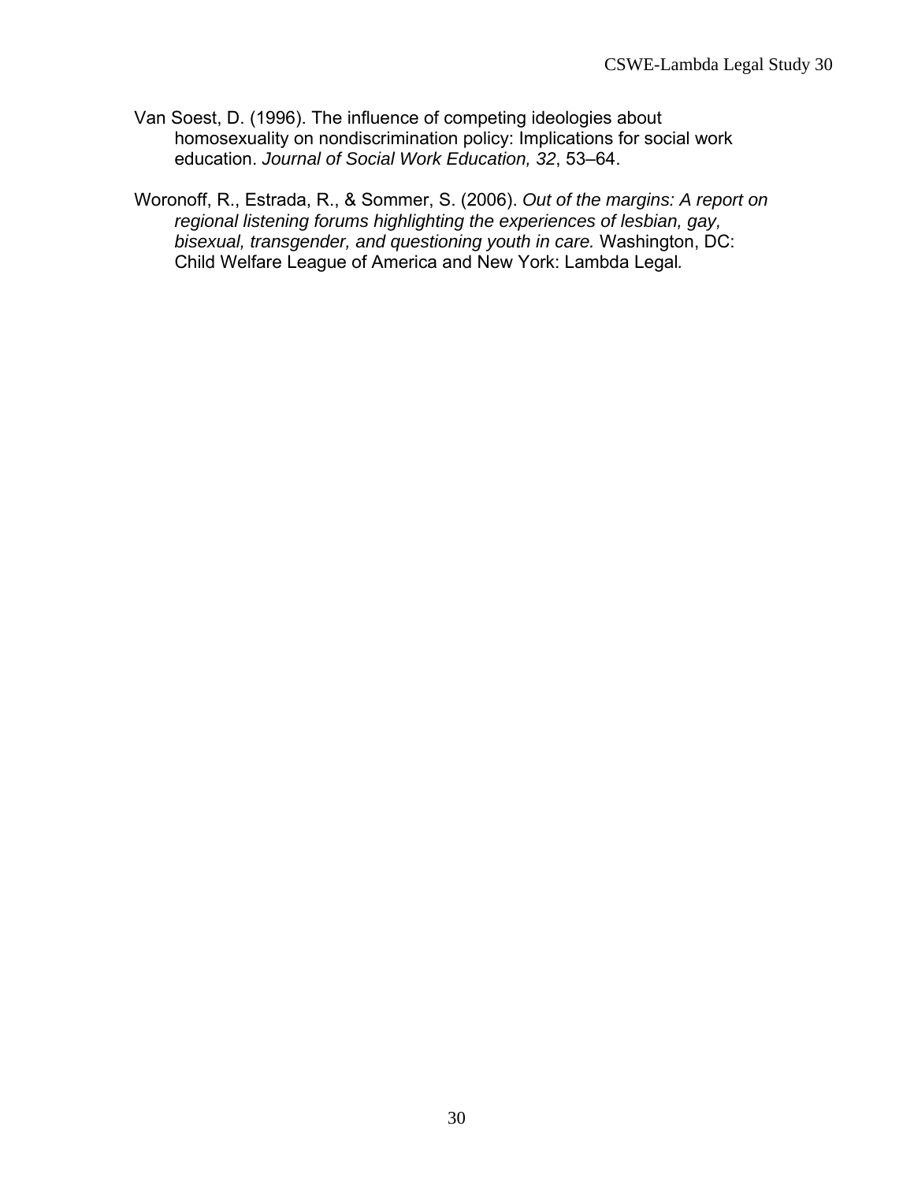Van Soest, D. (1996). The influence of competing ideologies about homosexuality on nondiscrimination policy: Implications for social work education. *Journal of Social Work Education, 32*, 53–64.

Woronoff, R., Estrada, R., & Sommer, S. (2006). *Out of the margins: A report on regional listening forums highlighting the experiences of lesbian, gay, bisexual, transgender, and questioning youth in care.* Washington, DC: Child Welfare League of America and New York: Lambda Legal.